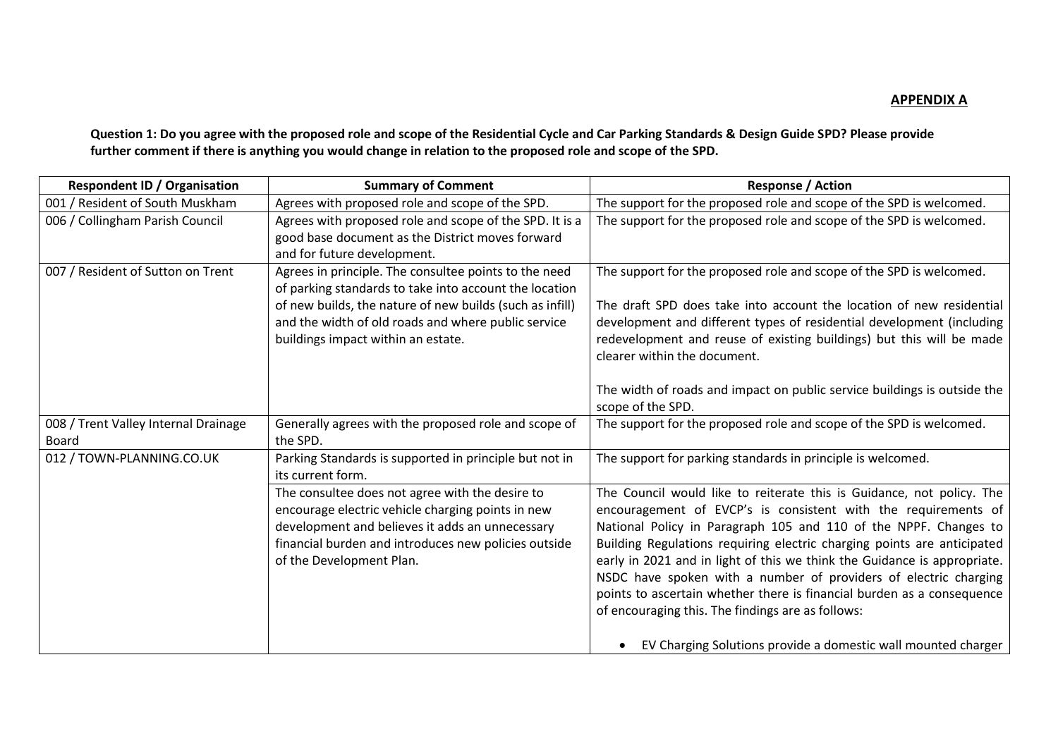**APPENDIX A**

**Question 1: Do you agree with the proposed role and scope of the Residential Cycle and Car Parking Standards & Design Guide SPD? Please provide further comment if there is anything you would change in relation to the proposed role and scope of the SPD.**

| Respondent ID / Organisation | Summary of Comment | Response / Action |
|---|---|---|
| 001 / Resident of South Muskham | Agrees with proposed role and scope of the SPD. | The support for the proposed role and scope of the SPD is welcomed. |
| 006 / Collingham Parish Council | Agrees with proposed role and scope of the SPD. It is a good base document as the District moves forward and for future development. | The support for the proposed role and scope of the SPD is welcomed. |
| 007 / Resident of Sutton on Trent | Agrees in principle. The consultee points to the need of parking standards to take into account the location of new builds, the nature of new builds (such as infill) and the width of old roads and where public service buildings impact within an estate. | The support for the proposed role and scope of the SPD is welcomed.<br><br>The draft SPD does take into account the location of new residential development and different types of residential development (including redevelopment and reuse of existing buildings) but this will be made clearer within the document.<br><br>The width of roads and impact on public service buildings is outside the scope of the SPD. |
| 008 / Trent Valley Internal Drainage Board | Generally agrees with the proposed role and scope of the SPD. | The support for the proposed role and scope of the SPD is welcomed. |
| 012 / TOWN-PLANNING.CO.UK | Parking Standards is supported in principle but not in its current form. | The support for parking standards in principle is welcomed. |
| | The consultee does not agree with the desire to encourage electric vehicle charging points in new development and believes it adds an unnecessary financial burden and introduces new policies outside of the Development Plan. | The Council would like to reiterate this is Guidance, not policy. The encouragement of EVCP's is consistent with the requirements of National Policy in Paragraph 105 and 110 of the NPPF. Changes to Building Regulations requiring electric charging points are anticipated early in 2021 and in light of this we think the Guidance is appropriate. NSDC have spoken with a number of providers of electric charging points to ascertain whether there is financial burden as a consequence of encouraging this. The findings are as follows:<br><br>• EV Charging Solutions provide a domestic wall mounted charger |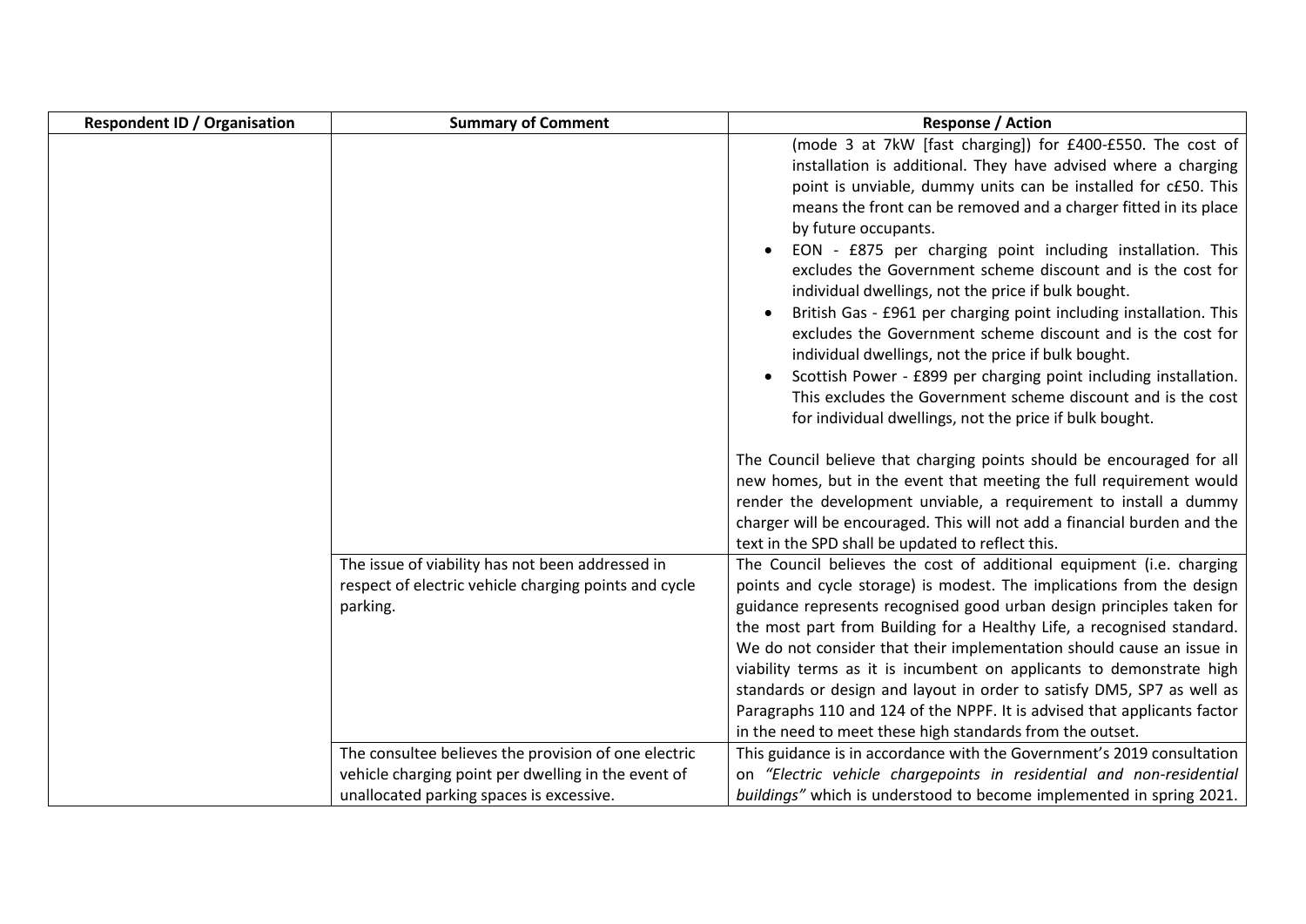| Respondent ID / Organisation | Summary of Comment | Response / Action |
|---|---|---|
| | | (mode 3 at 7kW [fast charging]) for £400-£550. The cost of installation is additional. They have advised where a charging point is unviable, dummy units can be installed for c£50. This means the front can be removed and a charger fitted in its place by future occupants.<br>• EON - £875 per charging point including installation. This excludes the Government scheme discount and is the cost for individual dwellings, not the price if bulk bought.<br>• British Gas - £961 per charging point including installation. This excludes the Government scheme discount and is the cost for individual dwellings, not the price if bulk bought.<br>• Scottish Power - £899 per charging point including installation. This excludes the Government scheme discount and is the cost for individual dwellings, not the price if bulk bought.<br><br>The Council believe that charging points should be encouraged for all new homes, but in the event that meeting the full requirement would render the development unviable, a requirement to install a dummy charger will be encouraged. This will not add a financial burden and the text in the SPD shall be updated to reflect this. |
| | The issue of viability has not been addressed in respect of electric vehicle charging points and cycle parking. | The Council believes the cost of additional equipment (i.e. charging points and cycle storage) is modest. The implications from the design guidance represents recognised good urban design principles taken for the most part from Building for a Healthy Life, a recognised standard. We do not consider that their implementation should cause an issue in viability terms as it is incumbent on applicants to demonstrate high standards or design and layout in order to satisfy DM5, SP7 as well as Paragraphs 110 and 124 of the NPPF. It is advised that applicants factor in the need to meet these high standards from the outset. |
| | The consultee believes the provision of one electric vehicle charging point per dwelling in the event of unallocated parking spaces is excessive. | This guidance is in accordance with the Government's 2019 consultation on *"Electric vehicle chargepoints in residential and non-residential buildings"* which is understood to become implemented in spring 2021. |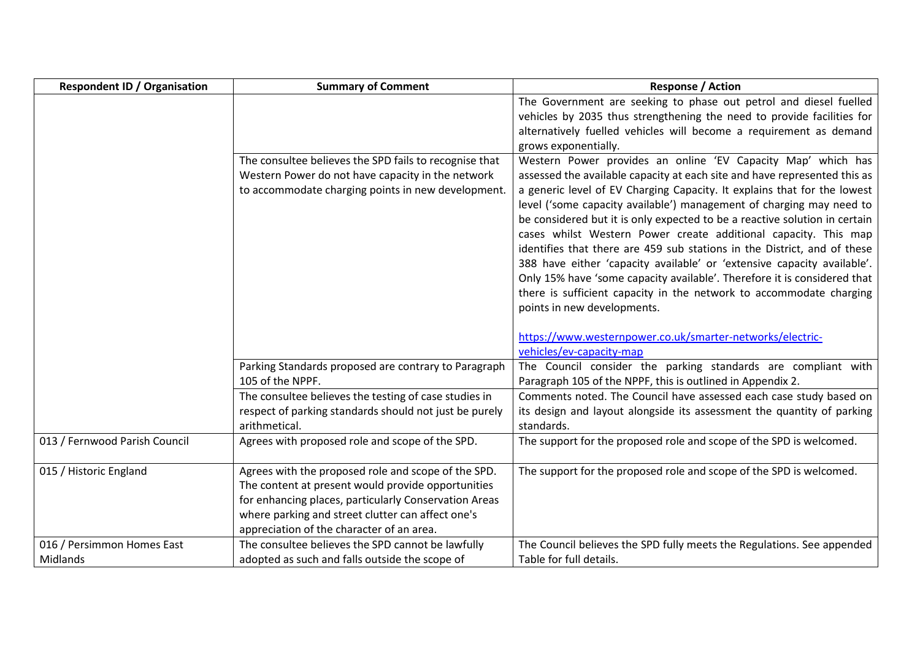| Respondent ID / Organisation | Summary of Comment | Response / Action |
|---|---|---|
| | | The Government are seeking to phase out petrol and diesel fuelled vehicles by 2035 thus strengthening the need to provide facilities for alternatively fuelled vehicles will become a requirement as demand grows exponentially. |
| | The consultee believes the SPD fails to recognise that Western Power do not have capacity in the network to accommodate charging points in new development. | Western Power provides an online 'EV Capacity Map' which has assessed the available capacity at each site and have represented this as a generic level of EV Charging Capacity. It explains that for the lowest level ('some capacity available') management of charging may need to be considered but it is only expected to be a reactive solution in certain cases whilst Western Power create additional capacity. This map identifies that there are 459 sub stations in the District, and of these 388 have either 'capacity available' or 'extensive capacity available'. Only 15% have 'some capacity available'. Therefore it is considered that there is sufficient capacity in the network to accommodate charging points in new developments.<br><br>[https://www.westernpower.co.uk/smarter-networks/electric-vehicles/ev-capacity-map](https://www.westernpower.co.uk/smarter-networks/electric-vehicles/ev-capacity-map) |
| | Parking Standards proposed are contrary to Paragraph 105 of the NPPF. | The Council consider the parking standards are compliant with Paragraph 105 of the NPPF, this is outlined in Appendix 2. |
| | The consultee believes the testing of case studies in respect of parking standards should not just be purely arithmetical. | Comments noted. The Council have assessed each case study based on its design and layout alongside its assessment the quantity of parking standards. |
| 013 / Fernwood Parish Council | Agrees with proposed role and scope of the SPD. | The support for the proposed role and scope of the SPD is welcomed. |
| 015 / Historic England | Agrees with the proposed role and scope of the SPD. The content at present would provide opportunities for enhancing places, particularly Conservation Areas where parking and street clutter can affect one's appreciation of the character of an area. | The support for the proposed role and scope of the SPD is welcomed. |
| 016 / Persimmon Homes East Midlands | The consultee believes the SPD cannot be lawfully adopted as such and falls outside the scope of | The Council believes the SPD fully meets the Regulations. See appended Table for full details. |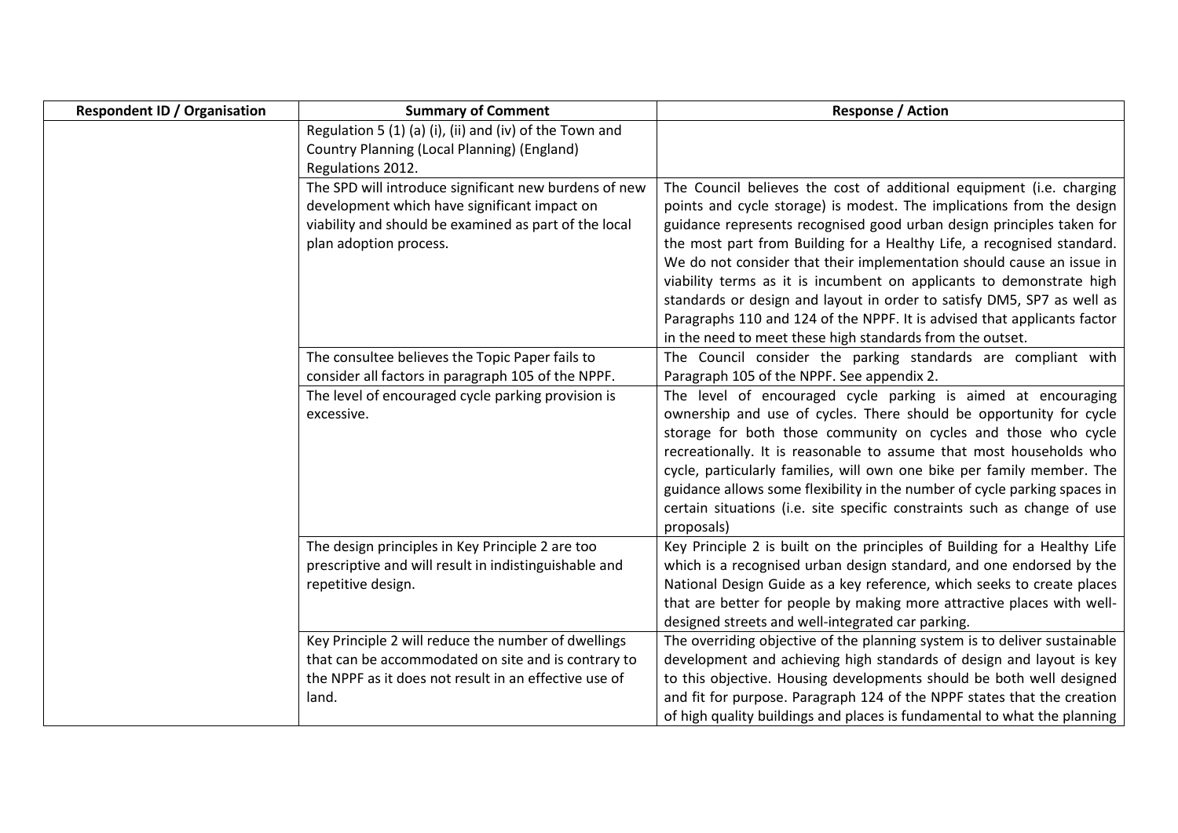| Respondent ID / Organisation | Summary of Comment | Response / Action |
|---|---|---|
| | Regulation 5 (1) (a) (i), (ii) and (iv) of the Town and Country Planning (Local Planning) (England) Regulations 2012. | |
| | The SPD will introduce significant new burdens of new development which have significant impact on viability and should be examined as part of the local plan adoption process. | The Council believes the cost of additional equipment (i.e. charging points and cycle storage) is modest. The implications from the design guidance represents recognised good urban design principles taken for the most part from Building for a Healthy Life, a recognised standard. We do not consider that their implementation should cause an issue in viability terms as it is incumbent on applicants to demonstrate high standards or design and layout in order to satisfy DM5, SP7 as well as Paragraphs 110 and 124 of the NPPF. It is advised that applicants factor in the need to meet these high standards from the outset. |
| | The consultee believes the Topic Paper fails to consider all factors in paragraph 105 of the NPPF. | The Council consider the parking standards are compliant with Paragraph 105 of the NPPF. See appendix 2. |
| | The level of encouraged cycle parking provision is excessive. | The level of encouraged cycle parking is aimed at encouraging ownership and use of cycles. There should be opportunity for cycle storage for both those community on cycles and those who cycle recreationally. It is reasonable to assume that most households who cycle, particularly families, will own one bike per family member. The guidance allows some flexibility in the number of cycle parking spaces in certain situations (i.e. site specific constraints such as change of use proposals) |
| | The design principles in Key Principle 2 are too prescriptive and will result in indistinguishable and repetitive design. | Key Principle 2 is built on the principles of Building for a Healthy Life which is a recognised urban design standard, and one endorsed by the National Design Guide as a key reference, which seeks to create places that are better for people by making more attractive places with well-designed streets and well-integrated car parking. |
| | Key Principle 2 will reduce the number of dwellings that can be accommodated on site and is contrary to the NPPF as it does not result in an effective use of land. | The overriding objective of the planning system is to deliver sustainable development and achieving high standards of design and layout is key to this objective. Housing developments should be both well designed and fit for purpose. Paragraph 124 of the NPPF states that the creation of high quality buildings and places is fundamental to what the planning |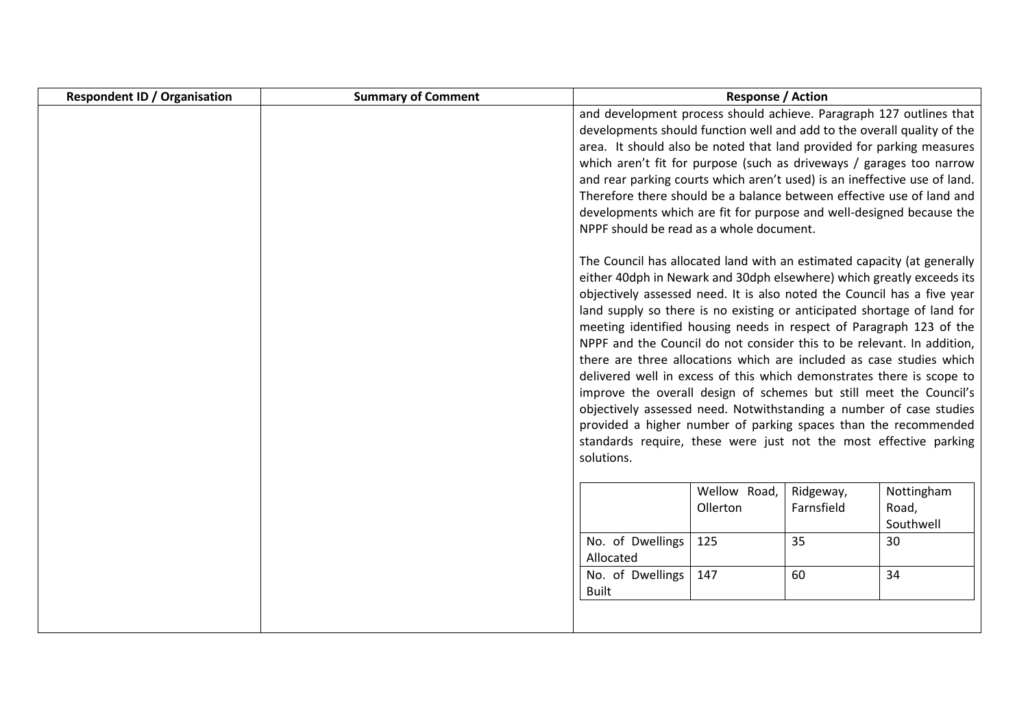| Respondent ID / Organisation | Summary of Comment | Response / Action |
|---|---|---|
| | | and development process should achieve. Paragraph 127 outlines that developments should function well and add to the overall quality of the area. It should also be noted that land provided for parking measures which aren't fit for purpose (such as driveways / garages too narrow and rear parking courts which aren't used) is an ineffective use of land. Therefore there should be a balance between effective use of land and developments which are fit for purpose and well-designed because the NPPF should be read as a whole document.<br><br>The Council has allocated land with an estimated capacity (at generally either 40dph in Newark and 30dph elsewhere) which greatly exceeds its objectively assessed need. It is also noted the Council has a five year land supply so there is no existing or anticipated shortage of land for meeting identified housing needs in respect of Paragraph 123 of the NPPF and the Council do not consider this to be relevant. In addition, there are three allocations which are included as case studies which delivered well in excess of this which demonstrates there is scope to improve the overall design of schemes but still meet the Council's objectively assessed need. Notwithstanding a number of case studies provided a higher number of parking spaces than the recommended standards require, these were just not the most effective parking solutions. |

| | Wellow Road, Ollerton | Ridgeway, Farnsfield | Nottingham Road, Southwell |
|---|---|---|---|
| No. of Dwellings Allocated | 125 | 35 | 30 |
| No. of Dwellings Built | 147 | 60 | 34 |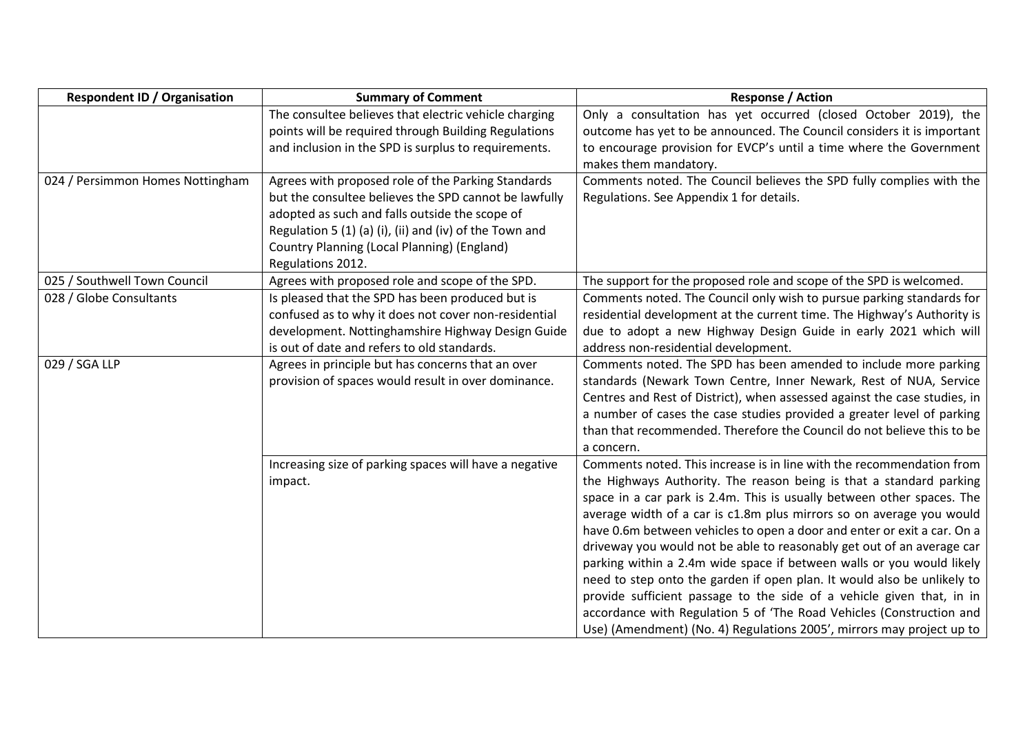| Respondent ID / Organisation | Summary of Comment | Response / Action |
|---|---|---|
| | The consultee believes that electric vehicle charging points will be required through Building Regulations and inclusion in the SPD is surplus to requirements. | Only a consultation has yet occurred (closed October 2019), the outcome has yet to be announced. The Council considers it is important to encourage provision for EVCP's until a time where the Government makes them mandatory. |
| 024 / Persimmon Homes Nottingham | Agrees with proposed role of the Parking Standards but the consultee believes the SPD cannot be lawfully adopted as such and falls outside the scope of Regulation 5 (1) (a) (i), (ii) and (iv) of the Town and Country Planning (Local Planning) (England) Regulations 2012. | Comments noted. The Council believes the SPD fully complies with the Regulations. See Appendix 1 for details. |
| 025 / Southwell Town Council | Agrees with proposed role and scope of the SPD. | The support for the proposed role and scope of the SPD is welcomed. |
| 028 / Globe Consultants | Is pleased that the SPD has been produced but is confused as to why it does not cover non-residential development. Nottinghamshire Highway Design Guide is out of date and refers to old standards. | Comments noted. The Council only wish to pursue parking standards for residential development at the current time. The Highway's Authority is due to adopt a new Highway Design Guide in early 2021 which will address non-residential development. |
| 029 / SGA LLP | Agrees in principle but has concerns that an over provision of spaces would result in over dominance. | Comments noted. The SPD has been amended to include more parking standards (Newark Town Centre, Inner Newark, Rest of NUA, Service Centres and Rest of District), when assessed against the case studies, in a number of cases the case studies provided a greater level of parking than that recommended. Therefore the Council do not believe this to be a concern. |
| | Increasing size of parking spaces will have a negative impact. | Comments noted. This increase is in line with the recommendation from the Highways Authority. The reason being is that a standard parking space in a car park is 2.4m. This is usually between other spaces. The average width of a car is c1.8m plus mirrors so on average you would have 0.6m between vehicles to open a door and enter or exit a car. On a driveway you would not be able to reasonably get out of an average car parking within a 2.4m wide space if between walls or you would likely need to step onto the garden if open plan. It would also be unlikely to provide sufficient passage to the side of a vehicle given that, in in accordance with Regulation 5 of 'The Road Vehicles (Construction and Use) (Amendment) (No. 4) Regulations 2005', mirrors may project up to |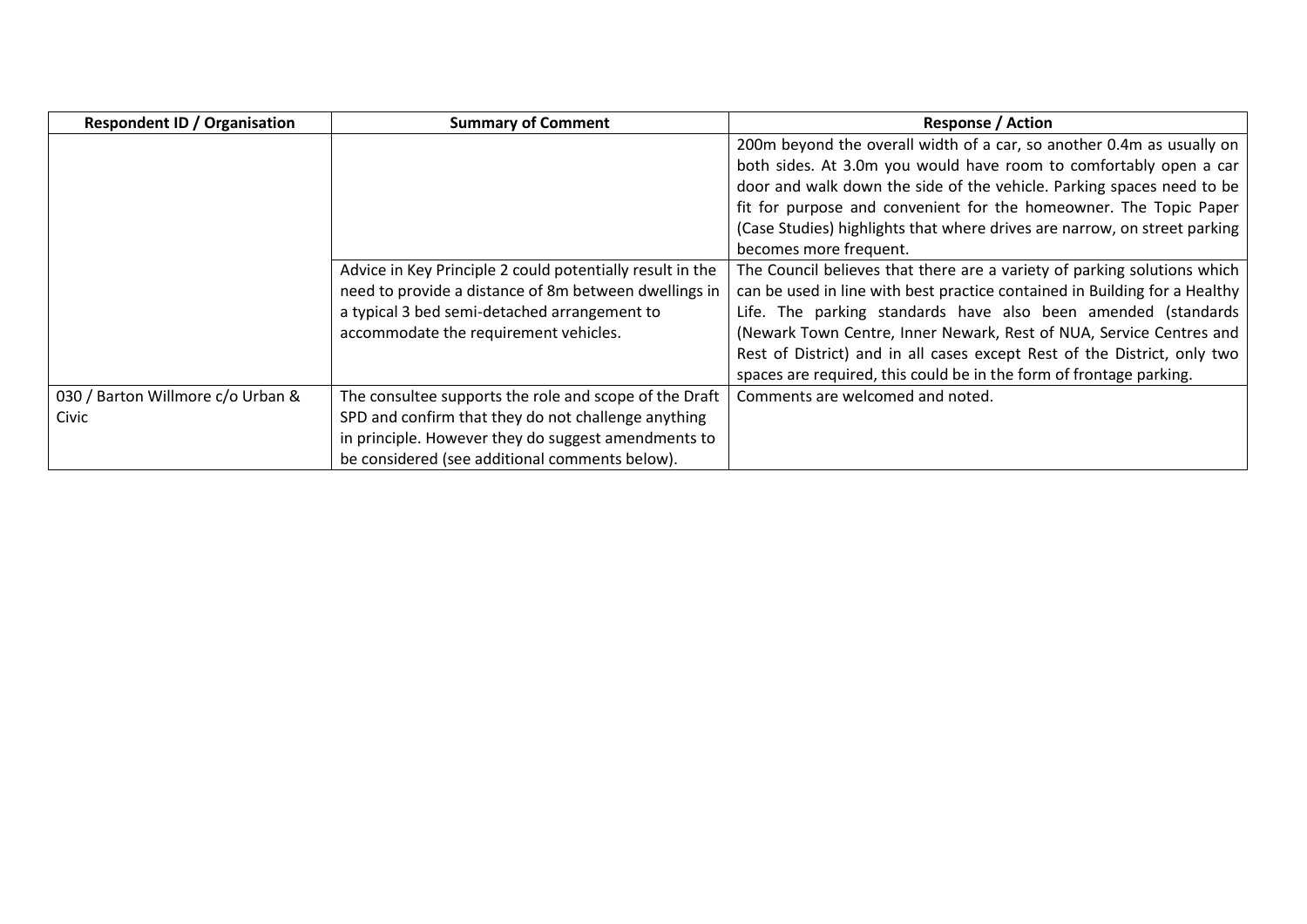| Respondent ID / Organisation | Summary of Comment | Response / Action |
|---|---|---|
| | | 200m beyond the overall width of a car, so another 0.4m as usually on both sides. At 3.0m you would have room to comfortably open a car door and walk down the side of the vehicle. Parking spaces need to be fit for purpose and convenient for the homeowner. The Topic Paper (Case Studies) highlights that where drives are narrow, on street parking becomes more frequent. |
| | Advice in Key Principle 2 could potentially result in the need to provide a distance of 8m between dwellings in a typical 3 bed semi-detached arrangement to accommodate the requirement vehicles. | The Council believes that there are a variety of parking solutions which can be used in line with best practice contained in Building for a Healthy Life. The parking standards have also been amended (standards (Newark Town Centre, Inner Newark, Rest of NUA, Service Centres and Rest of District) and in all cases except Rest of the District, only two spaces are required, this could be in the form of frontage parking. |
| 030 / Barton Willmore c/o Urban & Civic | The consultee supports the role and scope of the Draft SPD and confirm that they do not challenge anything in principle. However they do suggest amendments to be considered (see additional comments below). | Comments are welcomed and noted. |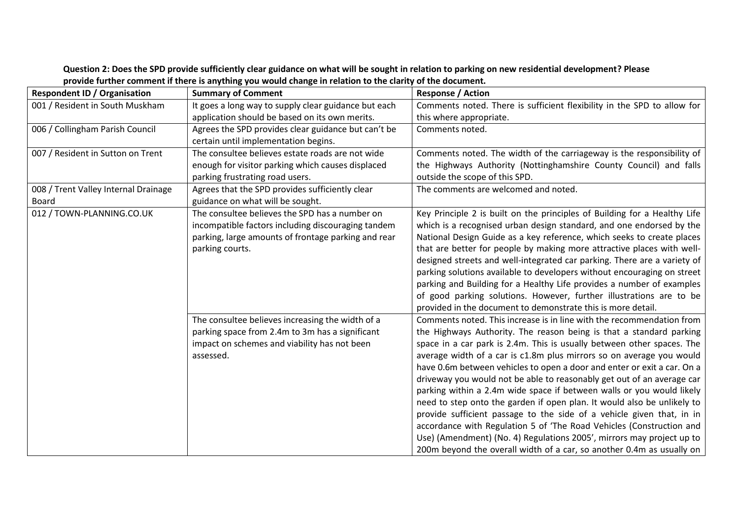**Question 2: Does the SPD provide sufficiently clear guidance on what will be sought in relation to parking on new residential development? Please provide further comment if there is anything you would change in relation to the clarity of the document.**

| Respondent ID / Organisation | Summary of Comment | Response / Action |
|---|---|---|
| 001 / Resident in South Muskham | It goes a long way to supply clear guidance but each application should be based on its own merits. | Comments noted. There is sufficient flexibility in the SPD to allow for this where appropriate. |
| 006 / Collingham Parish Council | Agrees the SPD provides clear guidance but can't be certain until implementation begins. | Comments noted. |
| 007 / Resident in Sutton on Trent | The consultee believes estate roads are not wide enough for visitor parking which causes displaced parking frustrating road users. | Comments noted. The width of the carriageway is the responsibility of the Highways Authority (Nottinghamshire County Council) and falls outside the scope of this SPD. |
| 008 / Trent Valley Internal Drainage Board | Agrees that the SPD provides sufficiently clear guidance on what will be sought. | The comments are welcomed and noted. |
| 012 / TOWN-PLANNING.CO.UK | The consultee believes the SPD has a number on incompatible factors including discouraging tandem parking, large amounts of frontage parking and rear parking courts. | Key Principle 2 is built on the principles of Building for a Healthy Life which is a recognised urban design standard, and one endorsed by the National Design Guide as a key reference, which seeks to create places that are better for people by making more attractive places with well-designed streets and well-integrated car parking. There are a variety of parking solutions available to developers without encouraging on street parking and Building for a Healthy Life provides a number of examples of good parking solutions. However, further illustrations are to be provided in the document to demonstrate this is more detail. |
| | The consultee believes increasing the width of a parking space from 2.4m to 3m has a significant impact on schemes and viability has not been assessed. | Comments noted. This increase is in line with the recommendation from the Highways Authority. The reason being is that a standard parking space in a car park is 2.4m. This is usually between other spaces. The average width of a car is c1.8m plus mirrors so on average you would have 0.6m between vehicles to open a door and enter or exit a car. On a driveway you would not be able to reasonably get out of an average car parking within a 2.4m wide space if between walls or you would likely need to step onto the garden if open plan. It would also be unlikely to provide sufficient passage to the side of a vehicle given that, in in accordance with Regulation 5 of 'The Road Vehicles (Construction and Use) (Amendment) (No. 4) Regulations 2005', mirrors may project up to 200m beyond the overall width of a car, so another 0.4m as usually on |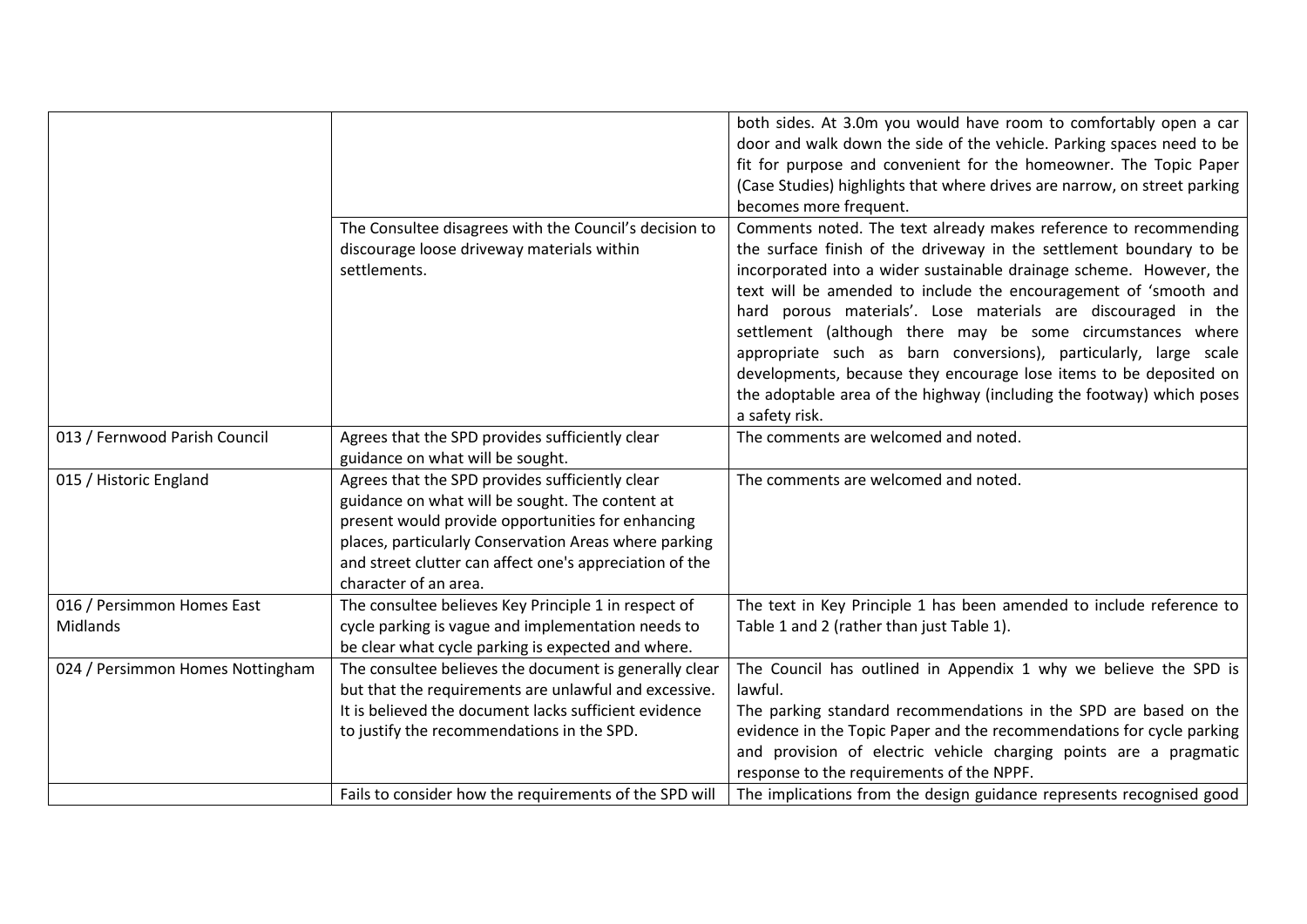|  |  |  |
|---|---|---|
|  |  | both sides. At 3.0m you would have room to comfortably open a car door and walk down the side of the vehicle. Parking spaces need to be fit for purpose and convenient for the homeowner. The Topic Paper (Case Studies) highlights that where drives are narrow, on street parking becomes more frequent. |
|  | The Consultee disagrees with the Council's decision to discourage loose driveway materials within settlements. | Comments noted. The text already makes reference to recommending the surface finish of the driveway in the settlement boundary to be incorporated into a wider sustainable drainage scheme. However, the text will be amended to include the encouragement of 'smooth and hard porous materials'. Lose materials are discouraged in the settlement (although there may be some circumstances where appropriate such as barn conversions), particularly, large scale developments, because they encourage lose items to be deposited on the adoptable area of the highway (including the footway) which poses a safety risk. |
| 013 / Fernwood Parish Council | Agrees that the SPD provides sufficiently clear guidance on what will be sought. | The comments are welcomed and noted. |
| 015 / Historic England | Agrees that the SPD provides sufficiently clear guidance on what will be sought. The content at present would provide opportunities for enhancing places, particularly Conservation Areas where parking and street clutter can affect one's appreciation of the character of an area. | The comments are welcomed and noted. |
| 016 / Persimmon Homes East Midlands | The consultee believes Key Principle 1 in respect of cycle parking is vague and implementation needs to be clear what cycle parking is expected and where. | The text in Key Principle 1 has been amended to include reference to Table 1 and 2 (rather than just Table 1). |
| 024 / Persimmon Homes Nottingham | The consultee believes the document is generally clear but that the requirements are unlawful and excessive. It is believed the document lacks sufficient evidence to justify the recommendations in the SPD. | The Council has outlined in Appendix 1 why we believe the SPD is lawful.<br>The parking standard recommendations in the SPD are based on the evidence in the Topic Paper and the recommendations for cycle parking and provision of electric vehicle charging points are a pragmatic response to the requirements of the NPPF. |
|  | Fails to consider how the requirements of the SPD will | The implications from the design guidance represents recognised good |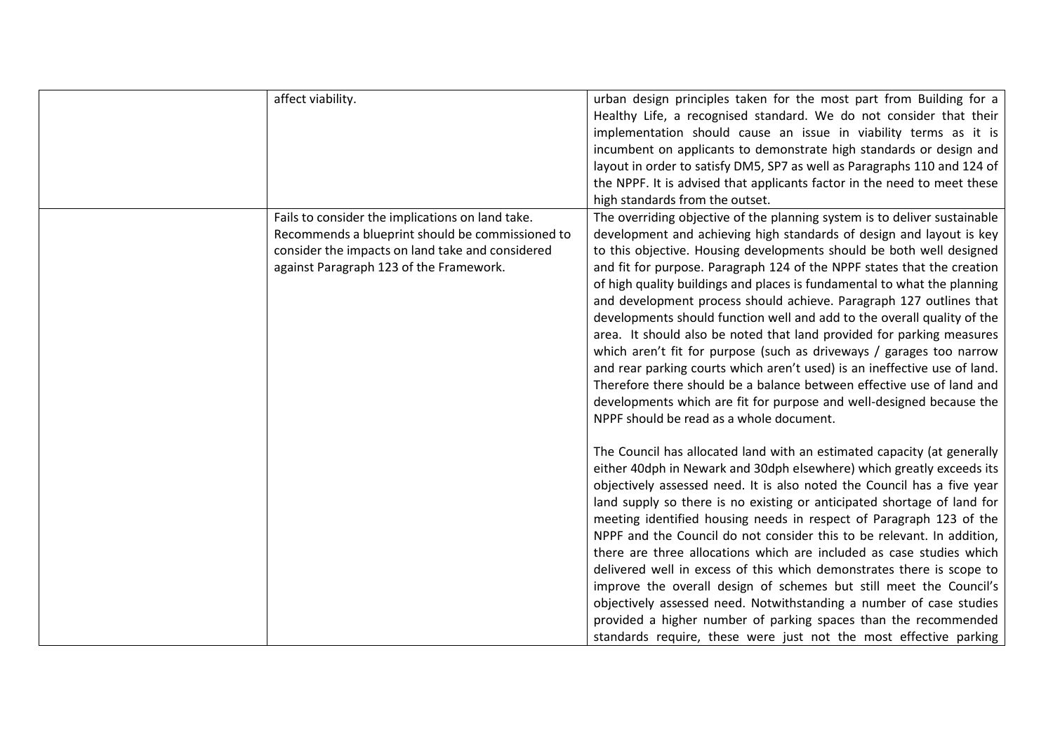| | | |
|---|---|---|
| | affect viability. | urban design principles taken for the most part from Building for a Healthy Life, a recognised standard. We do not consider that their implementation should cause an issue in viability terms as it is incumbent on applicants to demonstrate high standards or design and layout in order to satisfy DM5, SP7 as well as Paragraphs 110 and 124 of the NPPF. It is advised that applicants factor in the need to meet these high standards from the outset. |
| | Fails to consider the implications on land take. Recommends a blueprint should be commissioned to consider the impacts on land take and considered against Paragraph 123 of the Framework. | The overriding objective of the planning system is to deliver sustainable development and achieving high standards of design and layout is key to this objective. Housing developments should be both well designed and fit for purpose. Paragraph 124 of the NPPF states that the creation of high quality buildings and places is fundamental to what the planning and development process should achieve. Paragraph 127 outlines that developments should function well and add to the overall quality of the area. It should also be noted that land provided for parking measures which aren't fit for purpose (such as driveways / garages too narrow and rear parking courts which aren't used) is an ineffective use of land. Therefore there should be a balance between effective use of land and developments which are fit for purpose and well-designed because the NPPF should be read as a whole document.<br><br>The Council has allocated land with an estimated capacity (at generally either 40dph in Newark and 30dph elsewhere) which greatly exceeds its objectively assessed need. It is also noted the Council has a five year land supply so there is no existing or anticipated shortage of land for meeting identified housing needs in respect of Paragraph 123 of the NPPF and the Council do not consider this to be relevant. In addition, there are three allocations which are included as case studies which delivered well in excess of this which demonstrates there is scope to improve the overall design of schemes but still meet the Council's objectively assessed need. Notwithstanding a number of case studies provided a higher number of parking spaces than the recommended standards require, these were just not the most effective parking |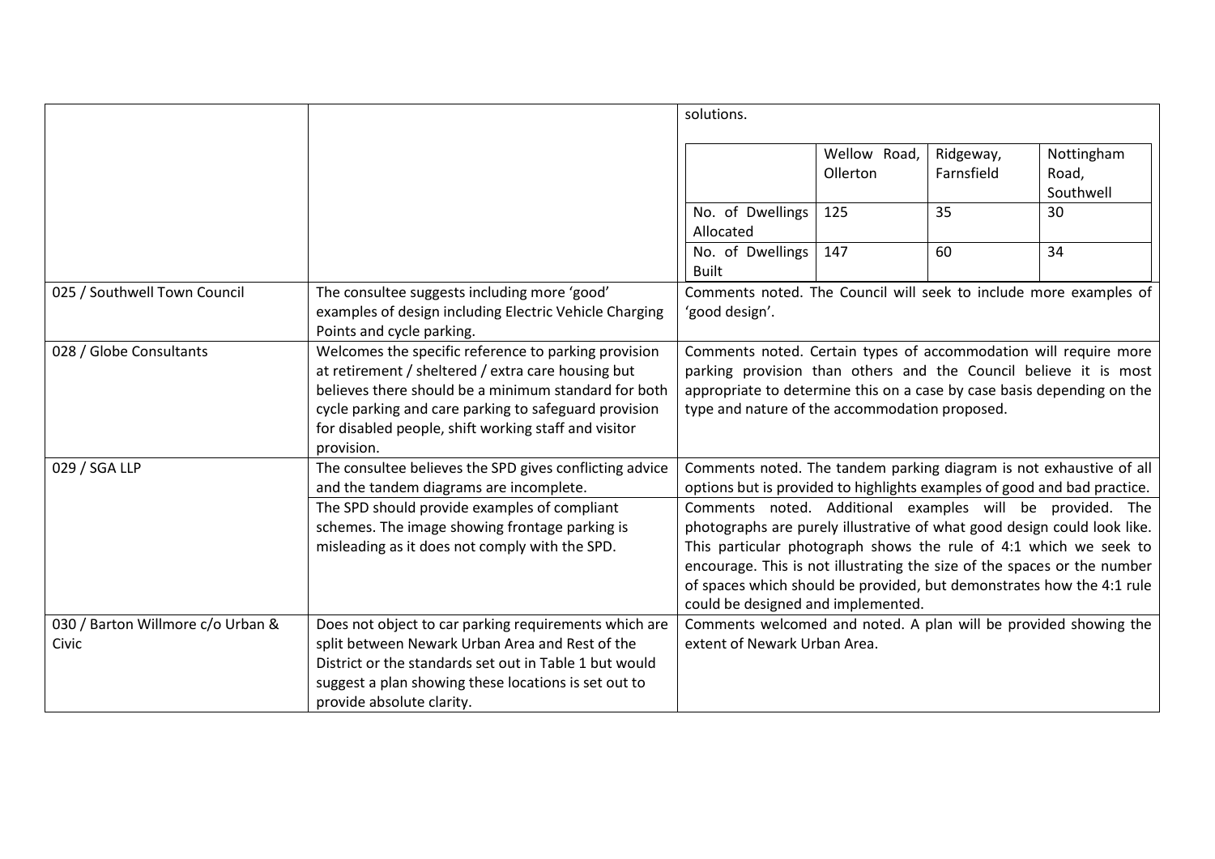| | | solutions.<br><br>\| \| Wellow Road, Ollerton \| Ridgeway, Farnsfield \| Nottingham Road, Southwell \|<br>\| --- \| --- \| --- \| --- \|<br>\| No. of Dwellings Allocated \| 125 \| 35 \| 30 \|<br>\| No. of Dwellings Built \| 147 \| 60 \| 34 \| |
|---|---|---|
| 025 / Southwell Town Council | The consultee suggests including more 'good' examples of design including Electric Vehicle Charging Points and cycle parking. | Comments noted. The Council will seek to include more examples of 'good design'. |
| 028 / Globe Consultants | Welcomes the specific reference to parking provision at retirement / sheltered / extra care housing but believes there should be a minimum standard for both cycle parking and care parking to safeguard provision for disabled people, shift working staff and visitor provision. | Comments noted. Certain types of accommodation will require more parking provision than others and the Council believe it is most appropriate to determine this on a case by case basis depending on the type and nature of the accommodation proposed. |
| 029 / SGA LLP | The consultee believes the SPD gives conflicting advice and the tandem diagrams are incomplete. | Comments noted. The tandem parking diagram is not exhaustive of all options but is provided to highlights examples of good and bad practice. |
| | The SPD should provide examples of compliant schemes. The image showing frontage parking is misleading as it does not comply with the SPD. | Comments noted. Additional examples will be provided. The photographs are purely illustrative of what good design could look like. This particular photograph shows the rule of 4:1 which we seek to encourage. This is not illustrating the size of the spaces or the number of spaces which should be provided, but demonstrates how the 4:1 rule could be designed and implemented. |
| 030 / Barton Willmore c/o Urban & Civic | Does not object to car parking requirements which are split between Newark Urban Area and Rest of the District or the standards set out in Table 1 but would suggest a plan showing these locations is set out to provide absolute clarity. | Comments welcomed and noted. A plan will be provided showing the extent of Newark Urban Area. |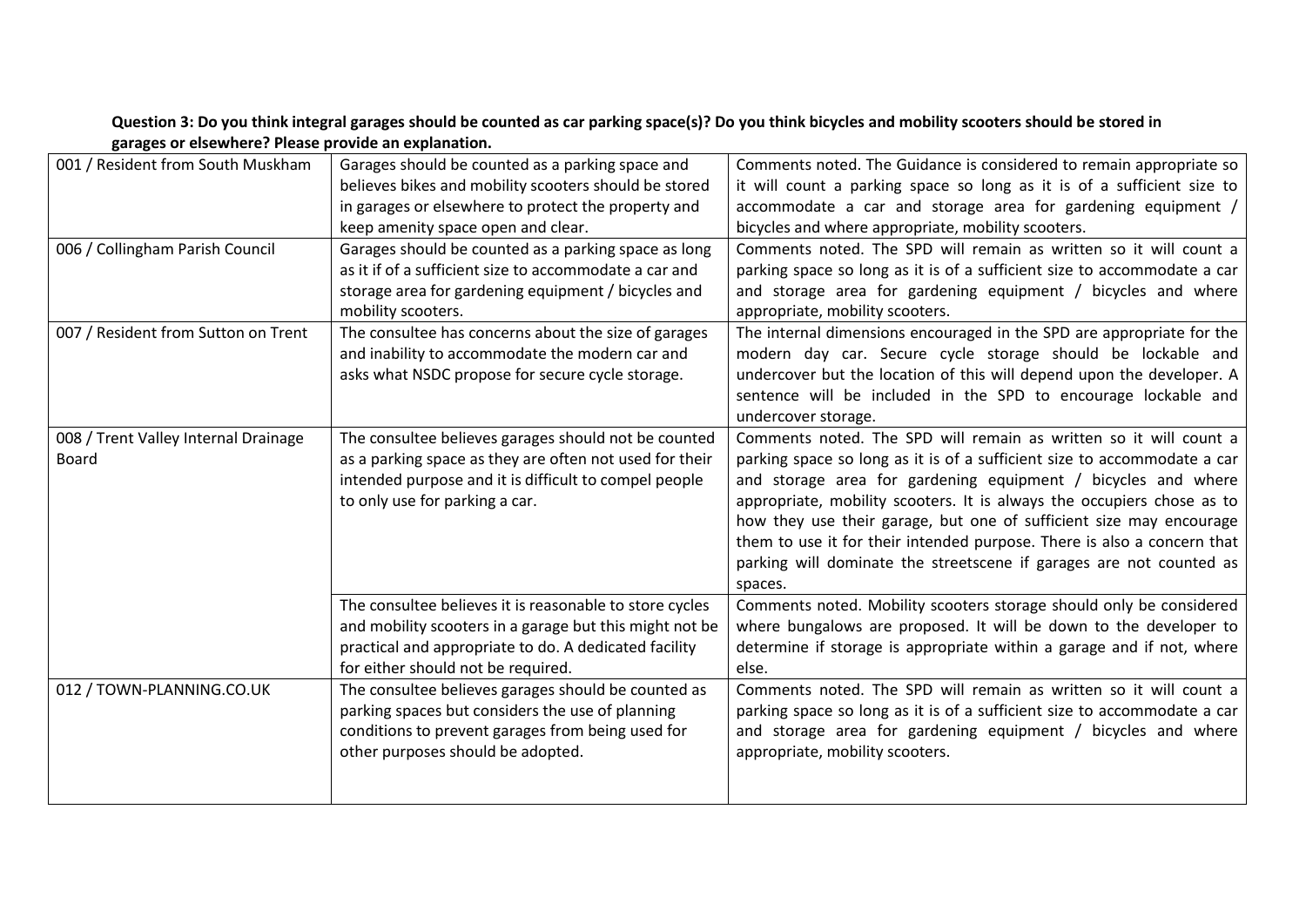**Question 3: Do you think integral garages should be counted as car parking space(s)? Do you think bicycles and mobility scooters should be stored in garages or elsewhere? Please provide an explanation.**

| | | |
|---|---|---|
| 001 / Resident from South Muskham | Garages should be counted as a parking space and believes bikes and mobility scooters should be stored in garages or elsewhere to protect the property and keep amenity space open and clear. | Comments noted. The Guidance is considered to remain appropriate so it will count a parking space so long as it is of a sufficient size to accommodate a car and storage area for gardening equipment / bicycles and where appropriate, mobility scooters. |
| 006 / Collingham Parish Council | Garages should be counted as a parking space as long as it if of a sufficient size to accommodate a car and storage area for gardening equipment / bicycles and mobility scooters. | Comments noted. The SPD will remain as written so it will count a parking space so long as it is of a sufficient size to accommodate a car and storage area for gardening equipment / bicycles and where appropriate, mobility scooters. |
| 007 / Resident from Sutton on Trent | The consultee has concerns about the size of garages and inability to accommodate the modern car and asks what NSDC propose for secure cycle storage. | The internal dimensions encouraged in the SPD are appropriate for the modern day car. Secure cycle storage should be lockable and undercover but the location of this will depend upon the developer. A sentence will be included in the SPD to encourage lockable and undercover storage. |
| 008 / Trent Valley Internal Drainage Board | The consultee believes garages should not be counted as a parking space as they are often not used for their intended purpose and it is difficult to compel people to only use for parking a car. | Comments noted. The SPD will remain as written so it will count a parking space so long as it is of a sufficient size to accommodate a car and storage area for gardening equipment / bicycles and where appropriate, mobility scooters. It is always the occupiers chose as to how they use their garage, but one of sufficient size may encourage them to use it for their intended purpose. There is also a concern that parking will dominate the streetscene if garages are not counted as spaces. |
| | The consultee believes it is reasonable to store cycles and mobility scooters in a garage but this might not be practical and appropriate to do. A dedicated facility for either should not be required. | Comments noted. Mobility scooters storage should only be considered where bungalows are proposed. It will be down to the developer to determine if storage is appropriate within a garage and if not, where else. |
| 012 / TOWN-PLANNING.CO.UK | The consultee believes garages should be counted as parking spaces but considers the use of planning conditions to prevent garages from being used for other purposes should be adopted. | Comments noted. The SPD will remain as written so it will count a parking space so long as it is of a sufficient size to accommodate a car and storage area for gardening equipment / bicycles and where appropriate, mobility scooters. |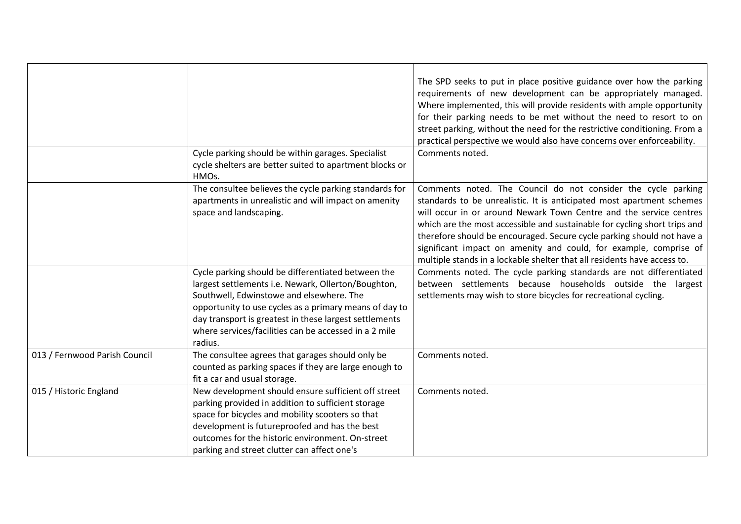| | | |
|---|---|---|
| | | The SPD seeks to put in place positive guidance over how the parking requirements of new development can be appropriately managed. Where implemented, this will provide residents with ample opportunity for their parking needs to be met without the need to resort to on street parking, without the need for the restrictive conditioning. From a practical perspective we would also have concerns over enforceability. |
| | Cycle parking should be within garages. Specialist cycle shelters are better suited to apartment blocks or HMOs. | Comments noted. |
| | The consultee believes the cycle parking standards for apartments in unrealistic and will impact on amenity space and landscaping. | Comments noted. The Council do not consider the cycle parking standards to be unrealistic. It is anticipated most apartment schemes will occur in or around Newark Town Centre and the service centres which are the most accessible and sustainable for cycling short trips and therefore should be encouraged. Secure cycle parking should not have a significant impact on amenity and could, for example, comprise of multiple stands in a lockable shelter that all residents have access to. |
| | Cycle parking should be differentiated between the largest settlements i.e. Newark, Ollerton/Boughton, Southwell, Edwinstowe and elsewhere. The opportunity to use cycles as a primary means of day to day transport is greatest in these largest settlements where services/facilities can be accessed in a 2 mile radius. | Comments noted. The cycle parking standards are not differentiated between settlements because households outside the largest settlements may wish to store bicycles for recreational cycling. |
| 013 / Fernwood Parish Council | The consultee agrees that garages should only be counted as parking spaces if they are large enough to fit a car and usual storage. | Comments noted. |
| 015 / Historic England | New development should ensure sufficient off street parking provided in addition to sufficient storage space for bicycles and mobility scooters so that development is futureproofed and has the best outcomes for the historic environment. On-street parking and street clutter can affect one's | Comments noted. |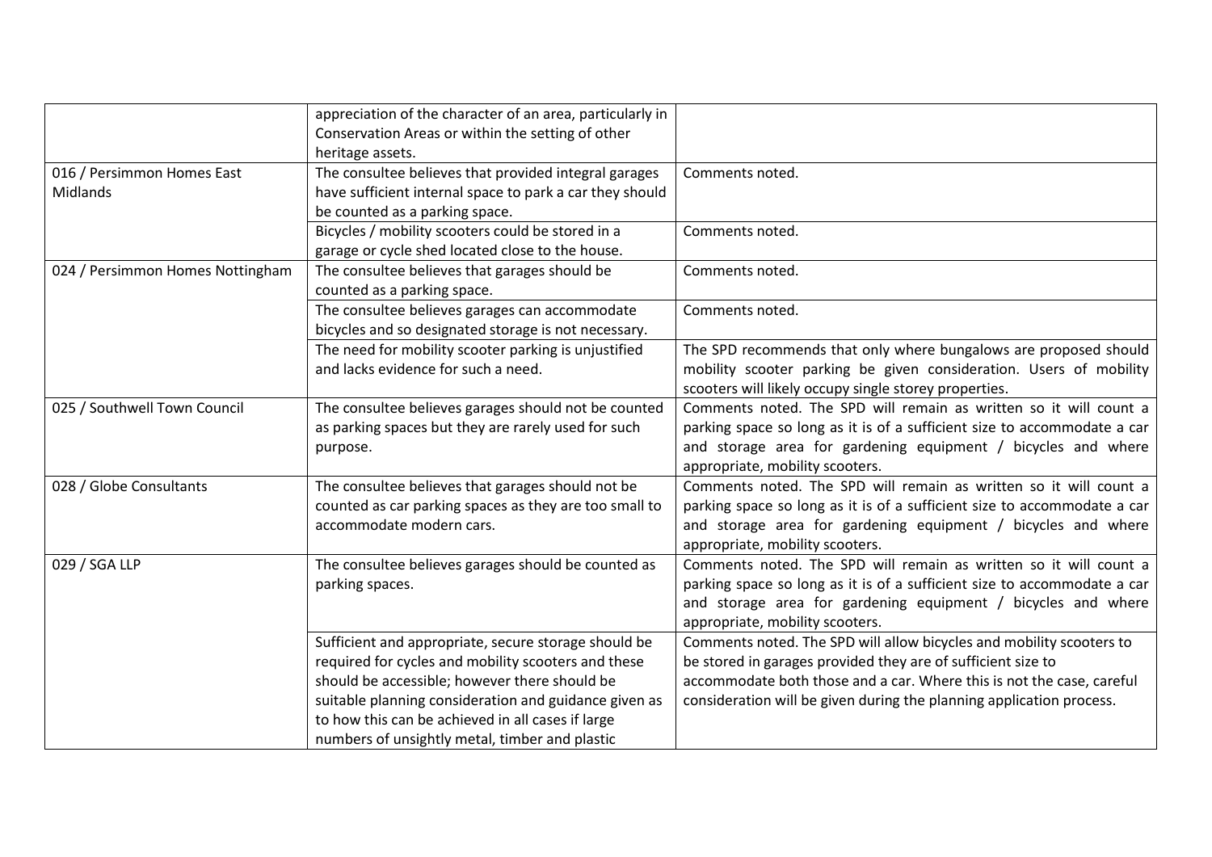|  |  |  |
|---|---|---|
|  | appreciation of the character of an area, particularly in Conservation Areas or within the setting of other heritage assets. |  |
| 016 / Persimmon Homes East Midlands | The consultee believes that provided integral garages have sufficient internal space to park a car they should be counted as a parking space. | Comments noted. |
|  | Bicycles / mobility scooters could be stored in a garage or cycle shed located close to the house. | Comments noted. |
| 024 / Persimmon Homes Nottingham | The consultee believes that garages should be counted as a parking space. | Comments noted. |
|  | The consultee believes garages can accommodate bicycles and so designated storage is not necessary. | Comments noted. |
|  | The need for mobility scooter parking is unjustified and lacks evidence for such a need. | The SPD recommends that only where bungalows are proposed should mobility scooter parking be given consideration. Users of mobility scooters will likely occupy single storey properties. |
| 025 / Southwell Town Council | The consultee believes garages should not be counted as parking spaces but they are rarely used for such purpose. | Comments noted. The SPD will remain as written so it will count a parking space so long as it is of a sufficient size to accommodate a car and storage area for gardening equipment / bicycles and where appropriate, mobility scooters. |
| 028 / Globe Consultants | The consultee believes that garages should not be counted as car parking spaces as they are too small to accommodate modern cars. | Comments noted. The SPD will remain as written so it will count a parking space so long as it is of a sufficient size to accommodate a car and storage area for gardening equipment / bicycles and where appropriate, mobility scooters. |
| 029 / SGA LLP | The consultee believes garages should be counted as parking spaces. | Comments noted. The SPD will remain as written so it will count a parking space so long as it is of a sufficient size to accommodate a car and storage area for gardening equipment / bicycles and where appropriate, mobility scooters. |
|  | Sufficient and appropriate, secure storage should be required for cycles and mobility scooters and these should be accessible; however there should be suitable planning consideration and guidance given as to how this can be achieved in all cases if large numbers of unsightly metal, timber and plastic | Comments noted. The SPD will allow bicycles and mobility scooters to be stored in garages provided they are of sufficient size to accommodate both those and a car. Where this is not the case, careful consideration will be given during the planning application process. |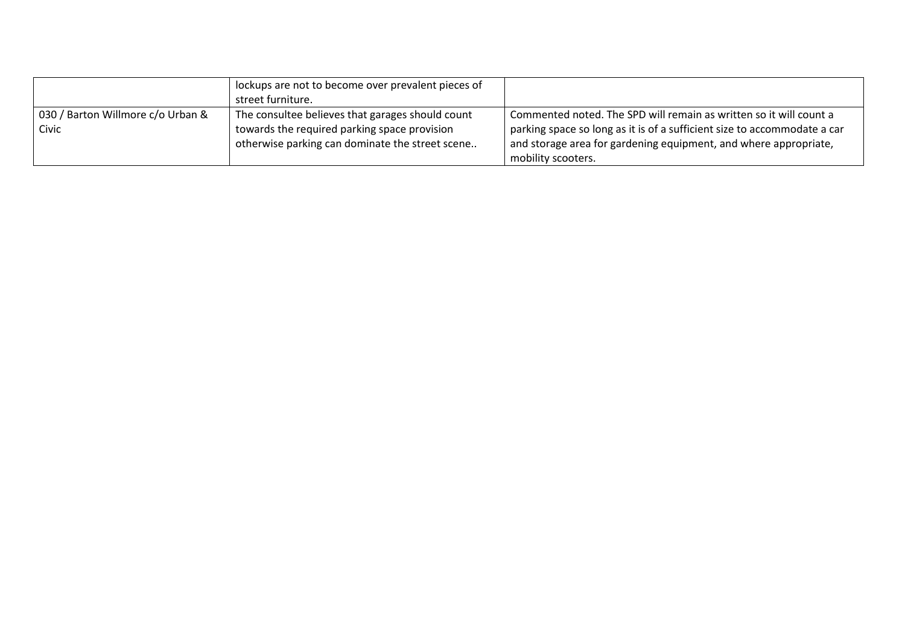| | | |
|---|---|---|
| | lockups are not to become over prevalent pieces of street furniture. | |
| 030 / Barton Willmore c/o Urban & Civic | The consultee believes that garages should count towards the required parking space provision otherwise parking can dominate the street scene.. | Commented noted. The SPD will remain as written so it will count a parking space so long as it is of a sufficient size to accommodate a car and storage area for gardening equipment, and where appropriate, mobility scooters. |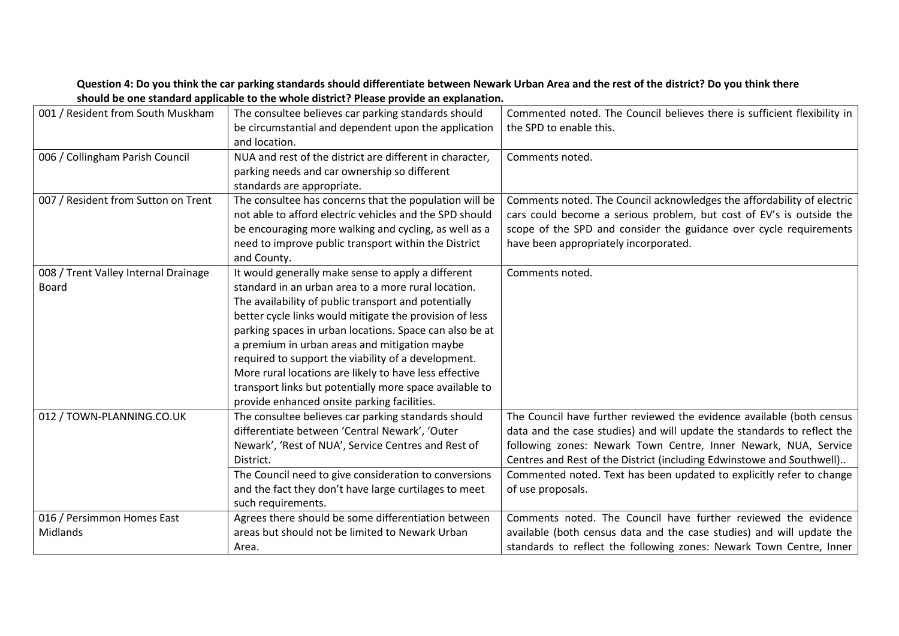**Question 4: Do you think the car parking standards should differentiate between Newark Urban Area and the rest of the district? Do you think there should be one standard applicable to the whole district? Please provide an explanation.**

| | | |
|---|---|---|
| 001 / Resident from South Muskham | The consultee believes car parking standards should be circumstantial and dependent upon the application and location. | Commented noted. The Council believes there is sufficient flexibility in the SPD to enable this. |
| 006 / Collingham Parish Council | NUA and rest of the district are different in character, parking needs and car ownership so different standards are appropriate. | Comments noted. |
| 007 / Resident from Sutton on Trent | The consultee has concerns that the population will be not able to afford electric vehicles and the SPD should be encouraging more walking and cycling, as well as a need to improve public transport within the District and County. | Comments noted. The Council acknowledges the affordability of electric cars could become a serious problem, but cost of EV's is outside the scope of the SPD and consider the guidance over cycle requirements have been appropriately incorporated. |
| 008 / Trent Valley Internal Drainage Board | It would generally make sense to apply a different standard in an urban area to a more rural location. The availability of public transport and potentially better cycle links would mitigate the provision of less parking spaces in urban locations. Space can also be at a premium in urban areas and mitigation maybe required to support the viability of a development. More rural locations are likely to have less effective transport links but potentially more space available to provide enhanced onsite parking facilities. | Comments noted. |
| 012 / TOWN-PLANNING.CO.UK | The consultee believes car parking standards should differentiate between 'Central Newark', 'Outer Newark', 'Rest of NUA', Service Centres and Rest of District. | The Council have further reviewed the evidence available (both census data and the case studies) and will update the standards to reflect the following zones: Newark Town Centre, Inner Newark, NUA, Service Centres and Rest of the District (including Edwinstowe and Southwell).. |
| | The Council need to give consideration to conversions and the fact they don't have large curtilages to meet such requirements. | Commented noted. Text has been updated to explicitly refer to change of use proposals. |
| 016 / Persimmon Homes East Midlands | Agrees there should be some differentiation between areas but should not be limited to Newark Urban Area. | Comments noted. The Council have further reviewed the evidence available (both census data and the case studies) and will update the standards to reflect the following zones: Newark Town Centre, Inner |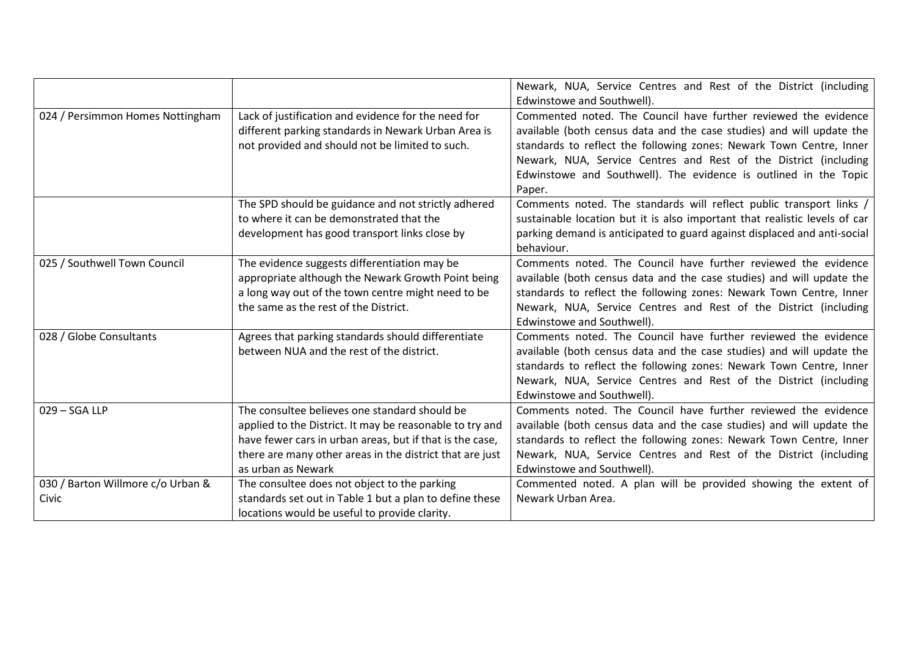| | | |
|---|---|---|
| | | Newark, NUA, Service Centres and Rest of the District (including Edwinstowe and Southwell). |
| 024 / Persimmon Homes Nottingham | Lack of justification and evidence for the need for different parking standards in Newark Urban Area is not provided and should not be limited to such. | Commented noted. The Council have further reviewed the evidence available (both census data and the case studies) and will update the standards to reflect the following zones: Newark Town Centre, Inner Newark, NUA, Service Centres and Rest of the District (including Edwinstowe and Southwell). The evidence is outlined in the Topic Paper. |
| | The SPD should be guidance and not strictly adhered to where it can be demonstrated that the development has good transport links close by | Comments noted. The standards will reflect public transport links / sustainable location but it is also important that realistic levels of car parking demand is anticipated to guard against displaced and anti-social behaviour. |
| 025 / Southwell Town Council | The evidence suggests differentiation may be appropriate although the Newark Growth Point being a long way out of the town centre might need to be the same as the rest of the District. | Comments noted. The Council have further reviewed the evidence available (both census data and the case studies) and will update the standards to reflect the following zones: Newark Town Centre, Inner Newark, NUA, Service Centres and Rest of the District (including Edwinstowe and Southwell). |
| 028 / Globe Consultants | Agrees that parking standards should differentiate between NUA and the rest of the district. | Comments noted. The Council have further reviewed the evidence available (both census data and the case studies) and will update the standards to reflect the following zones: Newark Town Centre, Inner Newark, NUA, Service Centres and Rest of the District (including Edwinstowe and Southwell). |
| 029 – SGA LLP | The consultee believes one standard should be applied to the District. It may be reasonable to try and have fewer cars in urban areas, but if that is the case, there are many other areas in the district that are just as urban as Newark | Comments noted. The Council have further reviewed the evidence available (both census data and the case studies) and will update the standards to reflect the following zones: Newark Town Centre, Inner Newark, NUA, Service Centres and Rest of the District (including Edwinstowe and Southwell). |
| 030 / Barton Willmore c/o Urban & Civic | The consultee does not object to the parking standards set out in Table 1 but a plan to define these locations would be useful to provide clarity. | Commented noted. A plan will be provided showing the extent of Newark Urban Area. |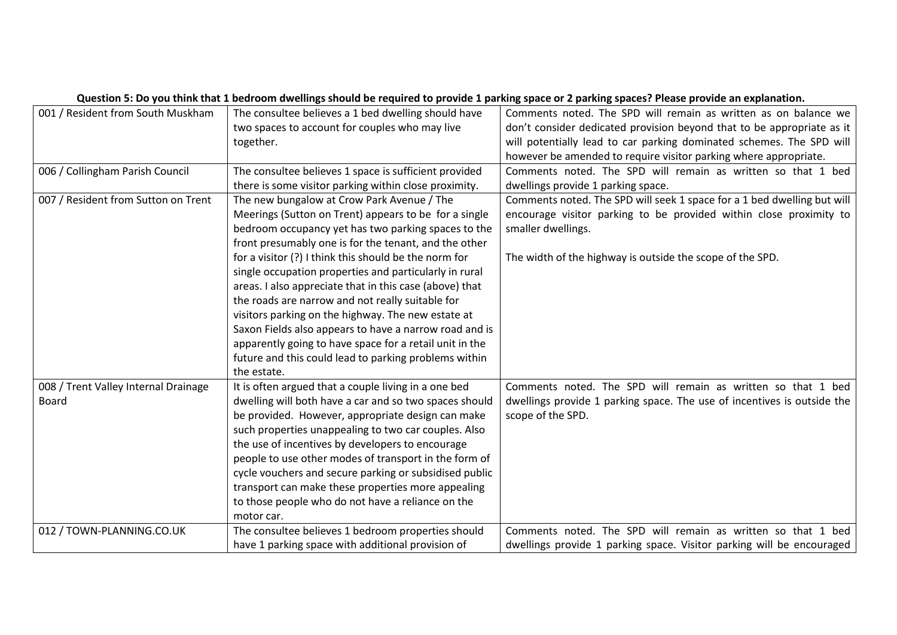**Question 5: Do you think that 1 bedroom dwellings should be required to provide 1 parking space or 2 parking spaces? Please provide an explanation.**

| | | |
|---|---|---|
| 001 / Resident from South Muskham | The consultee believes a 1 bed dwelling should have two spaces to account for couples who may live together. | Comments noted. The SPD will remain as written as on balance we don't consider dedicated provision beyond that to be appropriate as it will potentially lead to car parking dominated schemes. The SPD will however be amended to require visitor parking where appropriate. |
| 006 / Collingham Parish Council | The consultee believes 1 space is sufficient provided there is some visitor parking within close proximity. | Comments noted. The SPD will remain as written so that 1 bed dwellings provide 1 parking space. |
| 007 / Resident from Sutton on Trent | The new bungalow at Crow Park Avenue / The Meerings (Sutton on Trent) appears to be for a single bedroom occupancy yet has two parking spaces to the front presumably one is for the tenant, and the other for a visitor (?) I think this should be the norm for single occupation properties and particularly in rural areas. I also appreciate that in this case (above) that the roads are narrow and not really suitable for visitors parking on the highway. The new estate at Saxon Fields also appears to have a narrow road and is apparently going to have space for a retail unit in the future and this could lead to parking problems within the estate. | Comments noted. The SPD will seek 1 space for a 1 bed dwelling but will encourage visitor parking to be provided within close proximity to smaller dwellings.<br><br>The width of the highway is outside the scope of the SPD. |
| 008 / Trent Valley Internal Drainage Board | It is often argued that a couple living in a one bed dwelling will both have a car and so two spaces should be provided. However, appropriate design can make such properties unappealing to two car couples. Also the use of incentives by developers to encourage people to use other modes of transport in the form of cycle vouchers and secure parking or subsidised public transport can make these properties more appealing to those people who do not have a reliance on the motor car. | Comments noted. The SPD will remain as written so that 1 bed dwellings provide 1 parking space. The use of incentives is outside the scope of the SPD. |
| 012 / TOWN-PLANNING.CO.UK | The consultee believes 1 bedroom properties should have 1 parking space with additional provision of | Comments noted. The SPD will remain as written so that 1 bed dwellings provide 1 parking space. Visitor parking will be encouraged |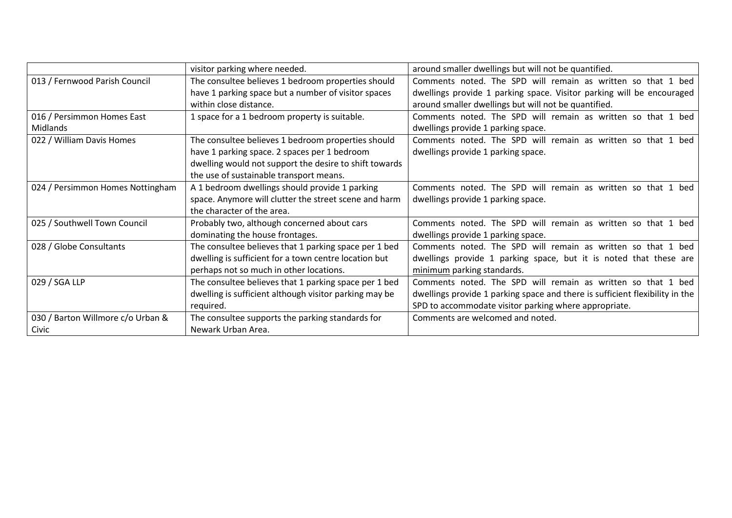|  |  |  |
|---|---|---|
|  | visitor parking where needed. | around smaller dwellings but will not be quantified. |
| 013 / Fernwood Parish Council | The consultee believes 1 bedroom properties should have 1 parking space but a number of visitor spaces within close distance. | Comments noted. The SPD will remain as written so that 1 bed dwellings provide 1 parking space. Visitor parking will be encouraged around smaller dwellings but will not be quantified. |
| 016 / Persimmon Homes East Midlands | 1 space for a 1 bedroom property is suitable. | Comments noted. The SPD will remain as written so that 1 bed dwellings provide 1 parking space. |
| 022 / William Davis Homes | The consultee believes 1 bedroom properties should have 1 parking space. 2 spaces per 1 bedroom dwelling would not support the desire to shift towards the use of sustainable transport means. | Comments noted. The SPD will remain as written so that 1 bed dwellings provide 1 parking space. |
| 024 / Persimmon Homes Nottingham | A 1 bedroom dwellings should provide 1 parking space. Anymore will clutter the street scene and harm the character of the area. | Comments noted. The SPD will remain as written so that 1 bed dwellings provide 1 parking space. |
| 025 / Southwell Town Council | Probably two, although concerned about cars dominating the house frontages. | Comments noted. The SPD will remain as written so that 1 bed dwellings provide 1 parking space. |
| 028 / Globe Consultants | The consultee believes that 1 parking space per 1 bed dwelling is sufficient for a town centre location but perhaps not so much in other locations. | Comments noted. The SPD will remain as written so that 1 bed dwellings provide 1 parking space, but it is noted that these are <u>minimum</u> parking standards. |
| 029 / SGA LLP | The consultee believes that 1 parking space per 1 bed dwelling is sufficient although visitor parking may be required. | Comments noted. The SPD will remain as written so that 1 bed dwellings provide 1 parking space and there is sufficient flexibility in the SPD to accommodate visitor parking where appropriate. |
| 030 / Barton Willmore c/o Urban & Civic | The consultee supports the parking standards for Newark Urban Area. | Comments are welcomed and noted. |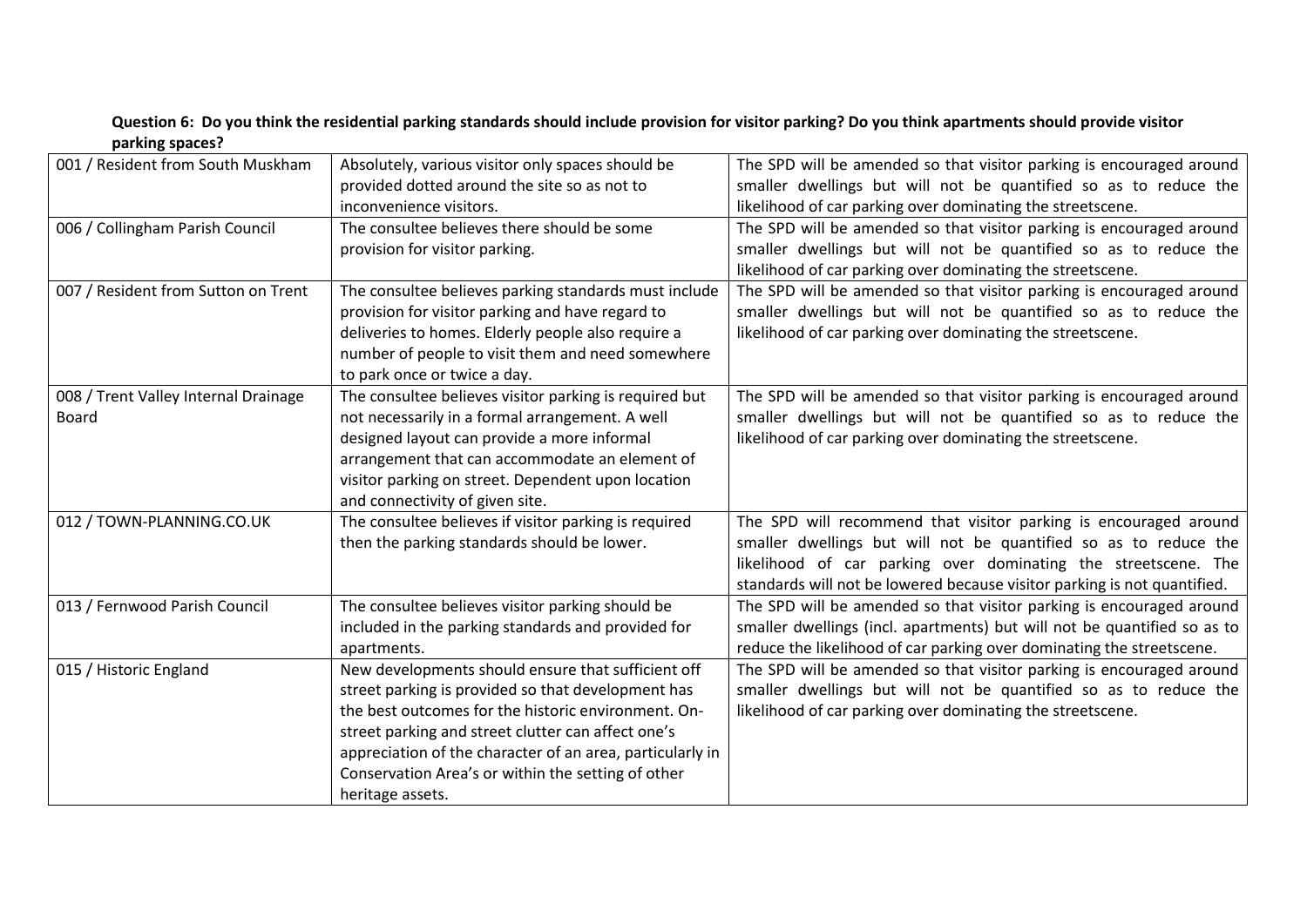**Question 6: Do you think the residential parking standards should include provision for visitor parking? Do you think apartments should provide visitor parking spaces?**

| | | |
|---|---|---|
| 001 / Resident from South Muskham | Absolutely, various visitor only spaces should be provided dotted around the site so as not to inconvenience visitors. | The SPD will be amended so that visitor parking is encouraged around smaller dwellings but will not be quantified so as to reduce the likelihood of car parking over dominating the streetscene. |
| 006 / Collingham Parish Council | The consultee believes there should be some provision for visitor parking. | The SPD will be amended so that visitor parking is encouraged around smaller dwellings but will not be quantified so as to reduce the likelihood of car parking over dominating the streetscene. |
| 007 / Resident from Sutton on Trent | The consultee believes parking standards must include provision for visitor parking and have regard to deliveries to homes. Elderly people also require a number of people to visit them and need somewhere to park once or twice a day. | The SPD will be amended so that visitor parking is encouraged around smaller dwellings but will not be quantified so as to reduce the likelihood of car parking over dominating the streetscene. |
| 008 / Trent Valley Internal Drainage Board | The consultee believes visitor parking is required but not necessarily in a formal arrangement. A well designed layout can provide a more informal arrangement that can accommodate an element of visitor parking on street. Dependent upon location and connectivity of given site. | The SPD will be amended so that visitor parking is encouraged around smaller dwellings but will not be quantified so as to reduce the likelihood of car parking over dominating the streetscene. |
| 012 / TOWN-PLANNING.CO.UK | The consultee believes if visitor parking is required then the parking standards should be lower. | The SPD will recommend that visitor parking is encouraged around smaller dwellings but will not be quantified so as to reduce the likelihood of car parking over dominating the streetscene. The standards will not be lowered because visitor parking is not quantified. |
| 013 / Fernwood Parish Council | The consultee believes visitor parking should be included in the parking standards and provided for apartments. | The SPD will be amended so that visitor parking is encouraged around smaller dwellings (incl. apartments) but will not be quantified so as to reduce the likelihood of car parking over dominating the streetscene. |
| 015 / Historic England | New developments should ensure that sufficient off street parking is provided so that development has the best outcomes for the historic environment. On-street parking and street clutter can affect one's appreciation of the character of an area, particularly in Conservation Area's or within the setting of other heritage assets. | The SPD will be amended so that visitor parking is encouraged around smaller dwellings but will not be quantified so as to reduce the likelihood of car parking over dominating the streetscene. |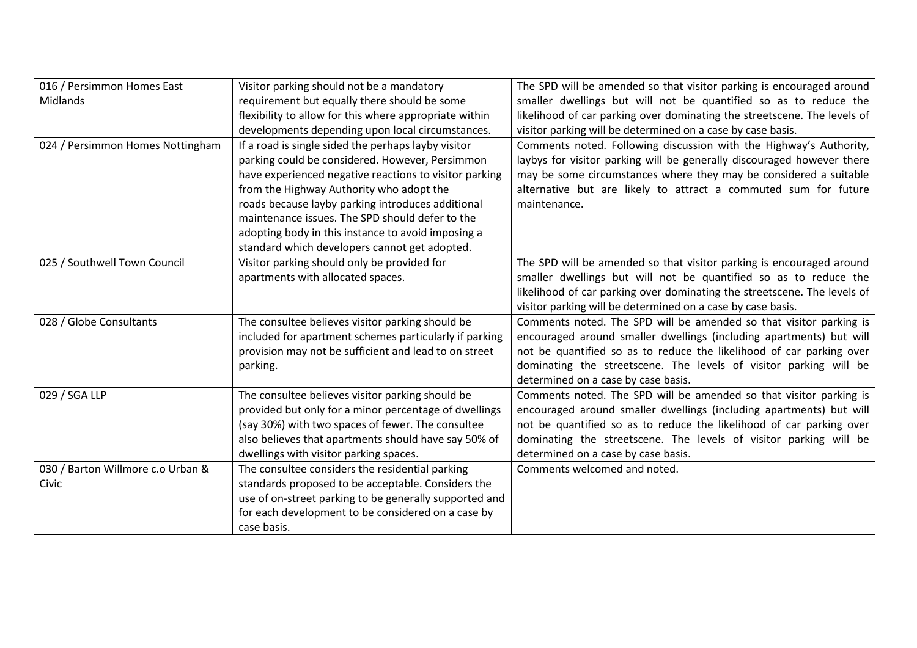| | | |
|---|---|---|
| 016 / Persimmon Homes East Midlands | Visitor parking should not be a mandatory requirement but equally there should be some flexibility to allow for this where appropriate within developments depending upon local circumstances. | The SPD will be amended so that visitor parking is encouraged around smaller dwellings but will not be quantified so as to reduce the likelihood of car parking over dominating the streetscene. The levels of visitor parking will be determined on a case by case basis. |
| 024 / Persimmon Homes Nottingham | If a road is single sided the perhaps layby visitor parking could be considered. However, Persimmon have experienced negative reactions to visitor parking from the Highway Authority who adopt the roads because layby parking introduces additional maintenance issues. The SPD should defer to the adopting body in this instance to avoid imposing a standard which developers cannot get adopted. | Comments noted. Following discussion with the Highway's Authority, laybys for visitor parking will be generally discouraged however there may be some circumstances where they may be considered a suitable alternative but are likely to attract a commuted sum for future maintenance. |
| 025 / Southwell Town Council | Visitor parking should only be provided for apartments with allocated spaces. | The SPD will be amended so that visitor parking is encouraged around smaller dwellings but will not be quantified so as to reduce the likelihood of car parking over dominating the streetscene. The levels of visitor parking will be determined on a case by case basis. |
| 028 / Globe Consultants | The consultee believes visitor parking should be included for apartment schemes particularly if parking provision may not be sufficient and lead to on street parking. | Comments noted. The SPD will be amended so that visitor parking is encouraged around smaller dwellings (including apartments) but will not be quantified so as to reduce the likelihood of car parking over dominating the streetscene. The levels of visitor parking will be determined on a case by case basis. |
| 029 / SGA LLP | The consultee believes visitor parking should be provided but only for a minor percentage of dwellings (say 30%) with two spaces of fewer. The consultee also believes that apartments should have say 50% of dwellings with visitor parking spaces. | Comments noted. The SPD will be amended so that visitor parking is encouraged around smaller dwellings (including apartments) but will not be quantified so as to reduce the likelihood of car parking over dominating the streetscene. The levels of visitor parking will be determined on a case by case basis. |
| 030 / Barton Willmore c.o Urban & Civic | The consultee considers the residential parking standards proposed to be acceptable. Considers the use of on-street parking to be generally supported and for each development to be considered on a case by case basis. | Comments welcomed and noted. |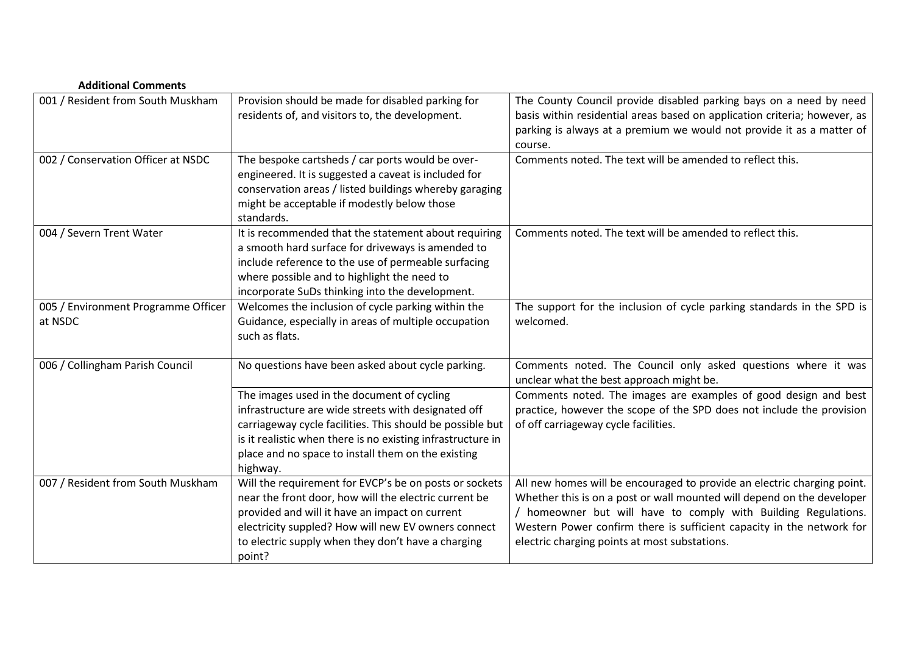**Additional Comments**

| | | |
|---|---|---|
| 001 / Resident from South Muskham | Provision should be made for disabled parking for residents of, and visitors to, the development. | The County Council provide disabled parking bays on a need by need basis within residential areas based on application criteria; however, as parking is always at a premium we would not provide it as a matter of course. |
| 002 / Conservation Officer at NSDC | The bespoke cartsheds / car ports would be over-engineered. It is suggested a caveat is included for conservation areas / listed buildings whereby garaging might be acceptable if modestly below those standards. | Comments noted. The text will be amended to reflect this. |
| 004 / Severn Trent Water | It is recommended that the statement about requiring a smooth hard surface for driveways is amended to include reference to the use of permeable surfacing where possible and to highlight the need to incorporate SuDs thinking into the development. | Comments noted. The text will be amended to reflect this. |
| 005 / Environment Programme Officer at NSDC | Welcomes the inclusion of cycle parking within the Guidance, especially in areas of multiple occupation such as flats. | The support for the inclusion of cycle parking standards in the SPD is welcomed. |
| 006 / Collingham Parish Council | No questions have been asked about cycle parking. | Comments noted. The Council only asked questions where it was unclear what the best approach might be. |
| | The images used in the document of cycling infrastructure are wide streets with designated off carriageway cycle facilities. This should be possible but is it realistic when there is no existing infrastructure in place and no space to install them on the existing highway. | Comments noted. The images are examples of good design and best practice, however the scope of the SPD does not include the provision of off carriageway cycle facilities. |
| 007 / Resident from South Muskham | Will the requirement for EVCP's be on posts or sockets near the front door, how will the electric current be provided and will it have an impact on current electricity suppled? How will new EV owners connect to electric supply when they don't have a charging point? | All new homes will be encouraged to provide an electric charging point. Whether this is on a post or wall mounted will depend on the developer / homeowner but will have to comply with Building Regulations. Western Power confirm there is sufficient capacity in the network for electric charging points at most substations. |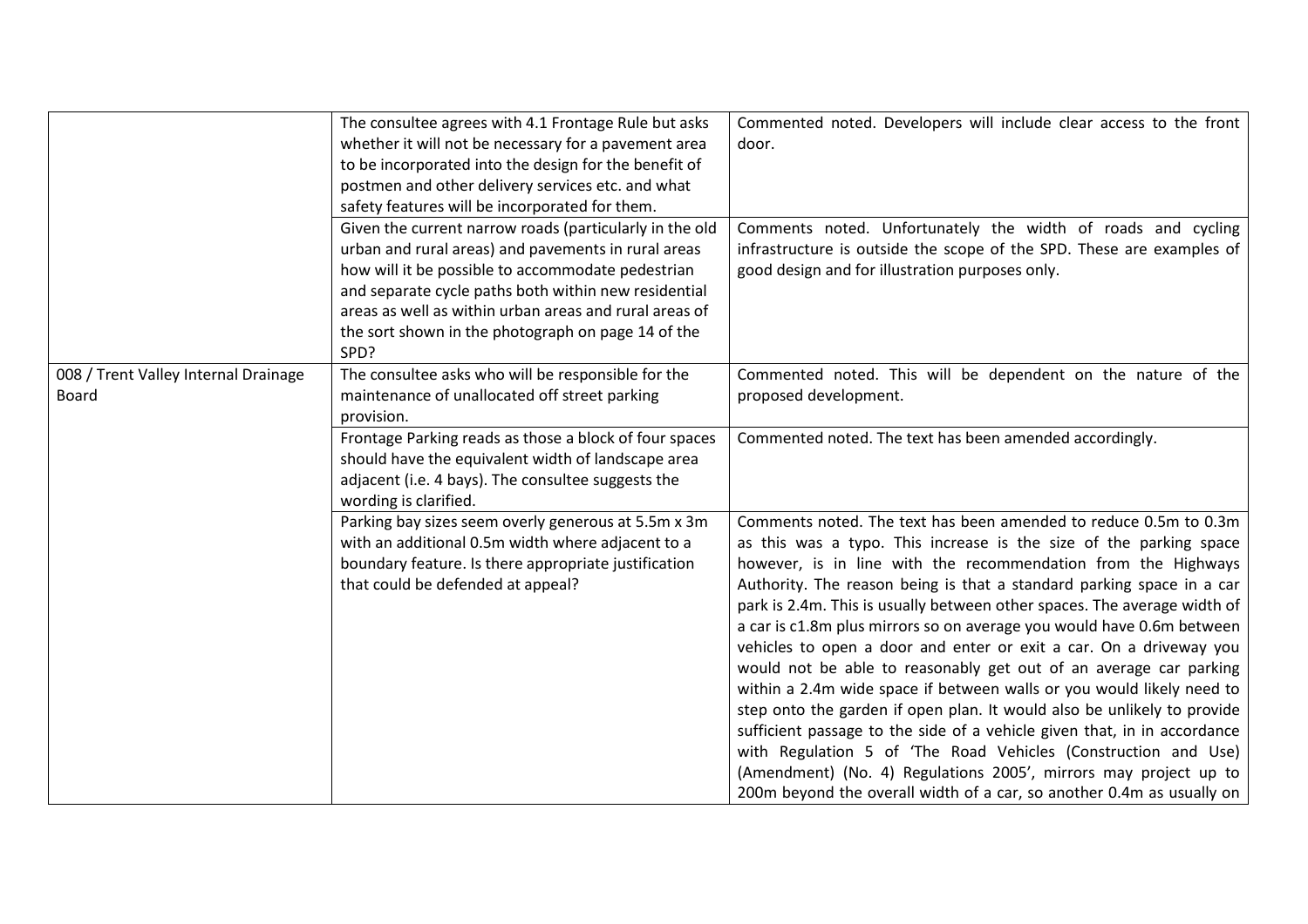| | | |
|---|---|---|
| | The consultee agrees with 4.1 Frontage Rule but asks whether it will not be necessary for a pavement area to be incorporated into the design for the benefit of postmen and other delivery services etc. and what safety features will be incorporated for them. | Commented noted. Developers will include clear access to the front door. |
| | Given the current narrow roads (particularly in the old urban and rural areas) and pavements in rural areas how will it be possible to accommodate pedestrian and separate cycle paths both within new residential areas as well as within urban areas and rural areas of the sort shown in the photograph on page 14 of the SPD? | Comments noted. Unfortunately the width of roads and cycling infrastructure is outside the scope of the SPD. These are examples of good design and for illustration purposes only. |
| 008 / Trent Valley Internal Drainage Board | The consultee asks who will be responsible for the maintenance of unallocated off street parking provision. | Commented noted. This will be dependent on the nature of the proposed development. |
| | Frontage Parking reads as those a block of four spaces should have the equivalent width of landscape area adjacent (i.e. 4 bays). The consultee suggests the wording is clarified. | Commented noted. The text has been amended accordingly. |
| | Parking bay sizes seem overly generous at 5.5m x 3m with an additional 0.5m width where adjacent to a boundary feature. Is there appropriate justification that could be defended at appeal? | Comments noted. The text has been amended to reduce 0.5m to 0.3m as this was a typo. This increase is the size of the parking space however, is in line with the recommendation from the Highways Authority. The reason being is that a standard parking space in a car park is 2.4m. This is usually between other spaces. The average width of a car is c1.8m plus mirrors so on average you would have 0.6m between vehicles to open a door and enter or exit a car. On a driveway you would not be able to reasonably get out of an average car parking within a 2.4m wide space if between walls or you would likely need to step onto the garden if open plan. It would also be unlikely to provide sufficient passage to the side of a vehicle given that, in in accordance with Regulation 5 of 'The Road Vehicles (Construction and Use) (Amendment) (No. 4) Regulations 2005', mirrors may project up to 200m beyond the overall width of a car, so another 0.4m as usually on |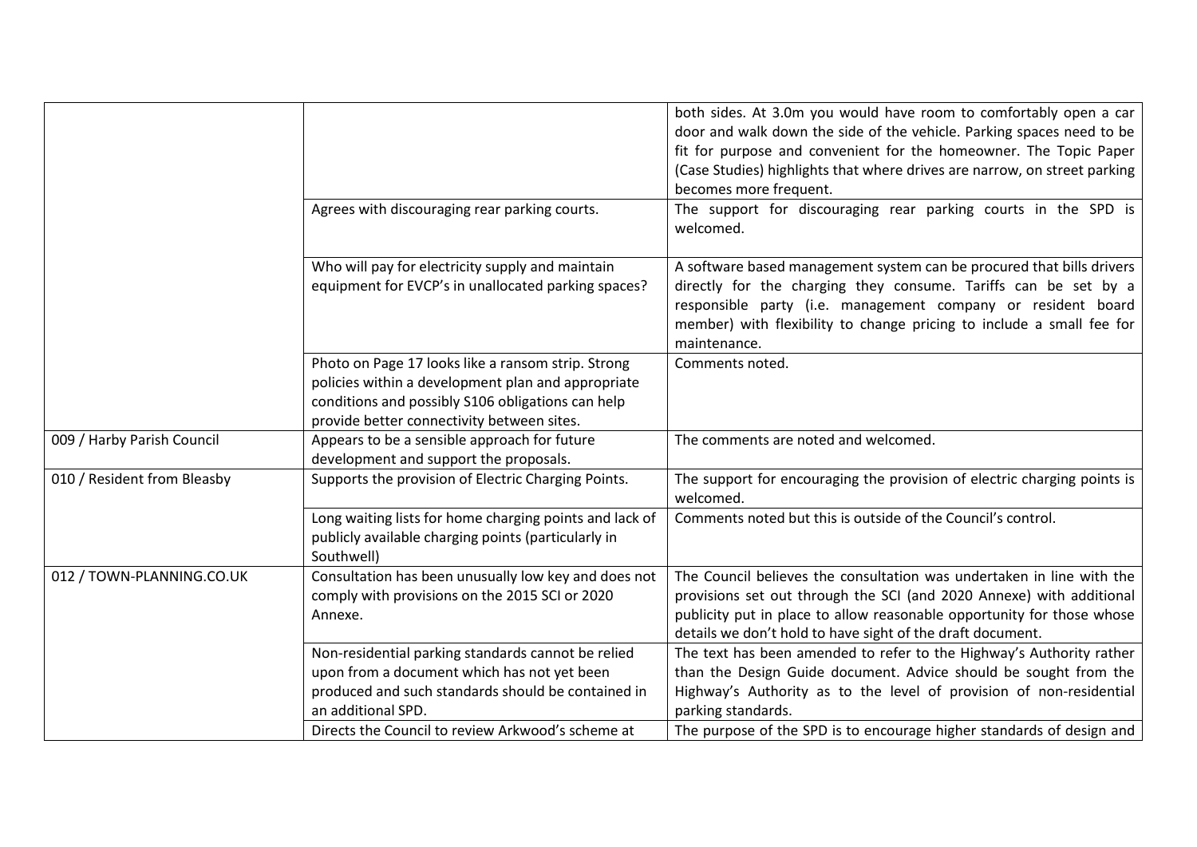| | | |
|---|---|---|
| | | both sides. At 3.0m you would have room to comfortably open a car door and walk down the side of the vehicle. Parking spaces need to be fit for purpose and convenient for the homeowner. The Topic Paper (Case Studies) highlights that where drives are narrow, on street parking becomes more frequent. |
| | Agrees with discouraging rear parking courts. | The support for discouraging rear parking courts in the SPD is welcomed. |
| | Who will pay for electricity supply and maintain equipment for EVCP's in unallocated parking spaces? | A software based management system can be procured that bills drivers directly for the charging they consume. Tariffs can be set by a responsible party (i.e. management company or resident board member) with flexibility to change pricing to include a small fee for maintenance. |
| | Photo on Page 17 looks like a ransom strip. Strong policies within a development plan and appropriate conditions and possibly S106 obligations can help provide better connectivity between sites. | Comments noted. |
| 009 / Harby Parish Council | Appears to be a sensible approach for future development and support the proposals. | The comments are noted and welcomed. |
| 010 / Resident from Bleasby | Supports the provision of Electric Charging Points. | The support for encouraging the provision of electric charging points is welcomed. |
| | Long waiting lists for home charging points and lack of publicly available charging points (particularly in Southwell) | Comments noted but this is outside of the Council's control. |
| 012 / TOWN-PLANNING.CO.UK | Consultation has been unusually low key and does not comply with provisions on the 2015 SCI or 2020 Annexe. | The Council believes the consultation was undertaken in line with the provisions set out through the SCI (and 2020 Annexe) with additional publicity put in place to allow reasonable opportunity for those whose details we don't hold to have sight of the draft document. |
| | Non-residential parking standards cannot be relied upon from a document which has not yet been produced and such standards should be contained in an additional SPD. | The text has been amended to refer to the Highway's Authority rather than the Design Guide document. Advice should be sought from the Highway's Authority as to the level of provision of non-residential parking standards. |
| | Directs the Council to review Arkwood's scheme at | The purpose of the SPD is to encourage higher standards of design and |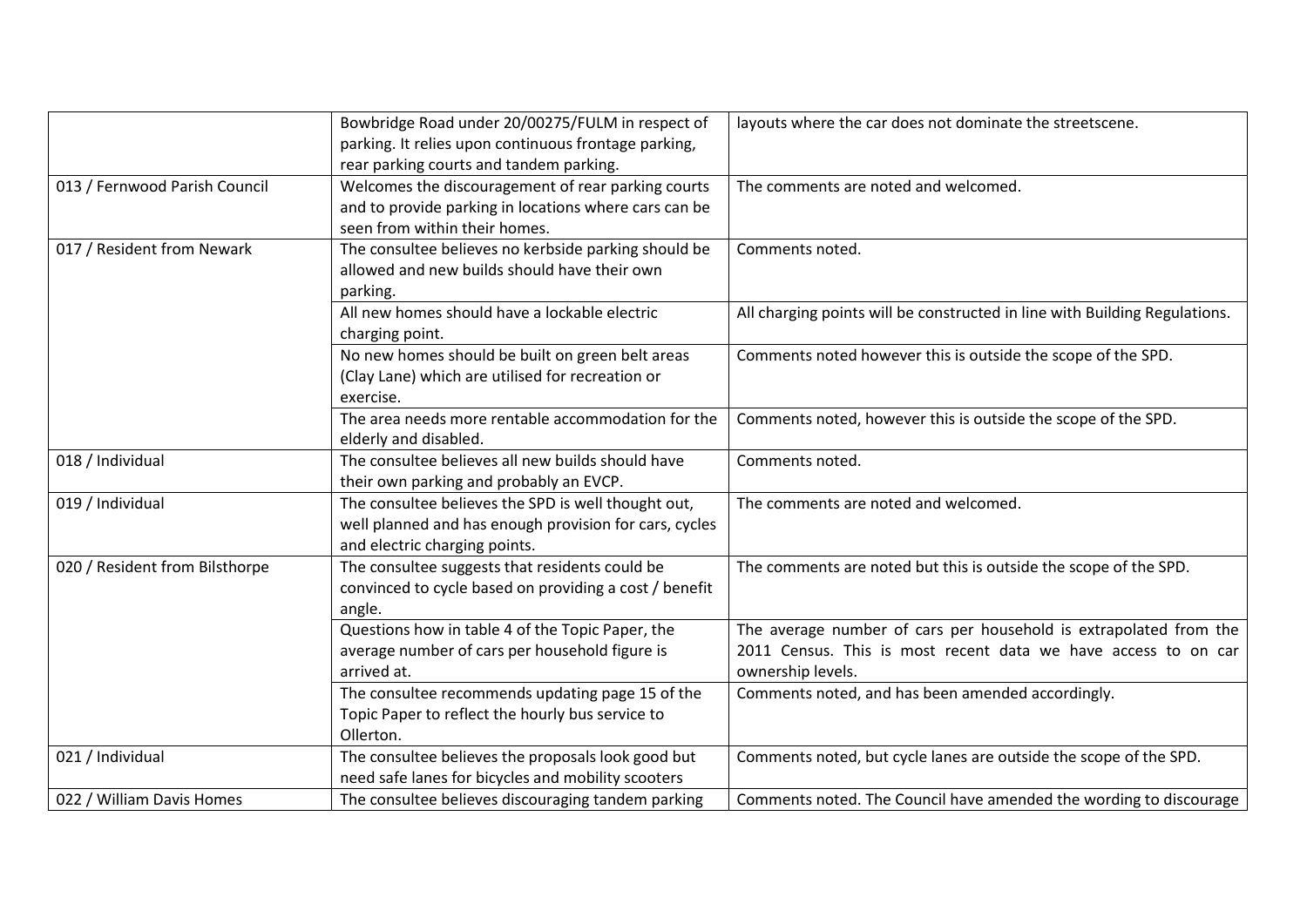| | | |
|---|---|---|
| | Bowbridge Road under 20/00275/FULM in respect of parking. It relies upon continuous frontage parking, rear parking courts and tandem parking. | layouts where the car does not dominate the streetscene. |
| 013 / Fernwood Parish Council | Welcomes the discouragement of rear parking courts and to provide parking in locations where cars can be seen from within their homes. | The comments are noted and welcomed. |
| 017 / Resident from Newark | The consultee believes no kerbside parking should be allowed and new builds should have their own parking. | Comments noted. |
| | All new homes should have a lockable electric charging point. | All charging points will be constructed in line with Building Regulations. |
| | No new homes should be built on green belt areas (Clay Lane) which are utilised for recreation or exercise. | Comments noted however this is outside the scope of the SPD. |
| | The area needs more rentable accommodation for the elderly and disabled. | Comments noted, however this is outside the scope of the SPD. |
| 018 / Individual | The consultee believes all new builds should have their own parking and probably an EVCP. | Comments noted. |
| 019 / Individual | The consultee believes the SPD is well thought out, well planned and has enough provision for cars, cycles and electric charging points. | The comments are noted and welcomed. |
| 020 / Resident from Bilsthorpe | The consultee suggests that residents could be convinced to cycle based on providing a cost / benefit angle. | The comments are noted but this is outside the scope of the SPD. |
| | Questions how in table 4 of the Topic Paper, the average number of cars per household figure is arrived at. | The average number of cars per household is extrapolated from the 2011 Census. This is most recent data we have access to on car ownership levels. |
| | The consultee recommends updating page 15 of the Topic Paper to reflect the hourly bus service to Ollerton. | Comments noted, and has been amended accordingly. |
| 021 / Individual | The consultee believes the proposals look good but need safe lanes for bicycles and mobility scooters | Comments noted, but cycle lanes are outside the scope of the SPD. |
| 022 / William Davis Homes | The consultee believes discouraging tandem parking | Comments noted. The Council have amended the wording to discourage |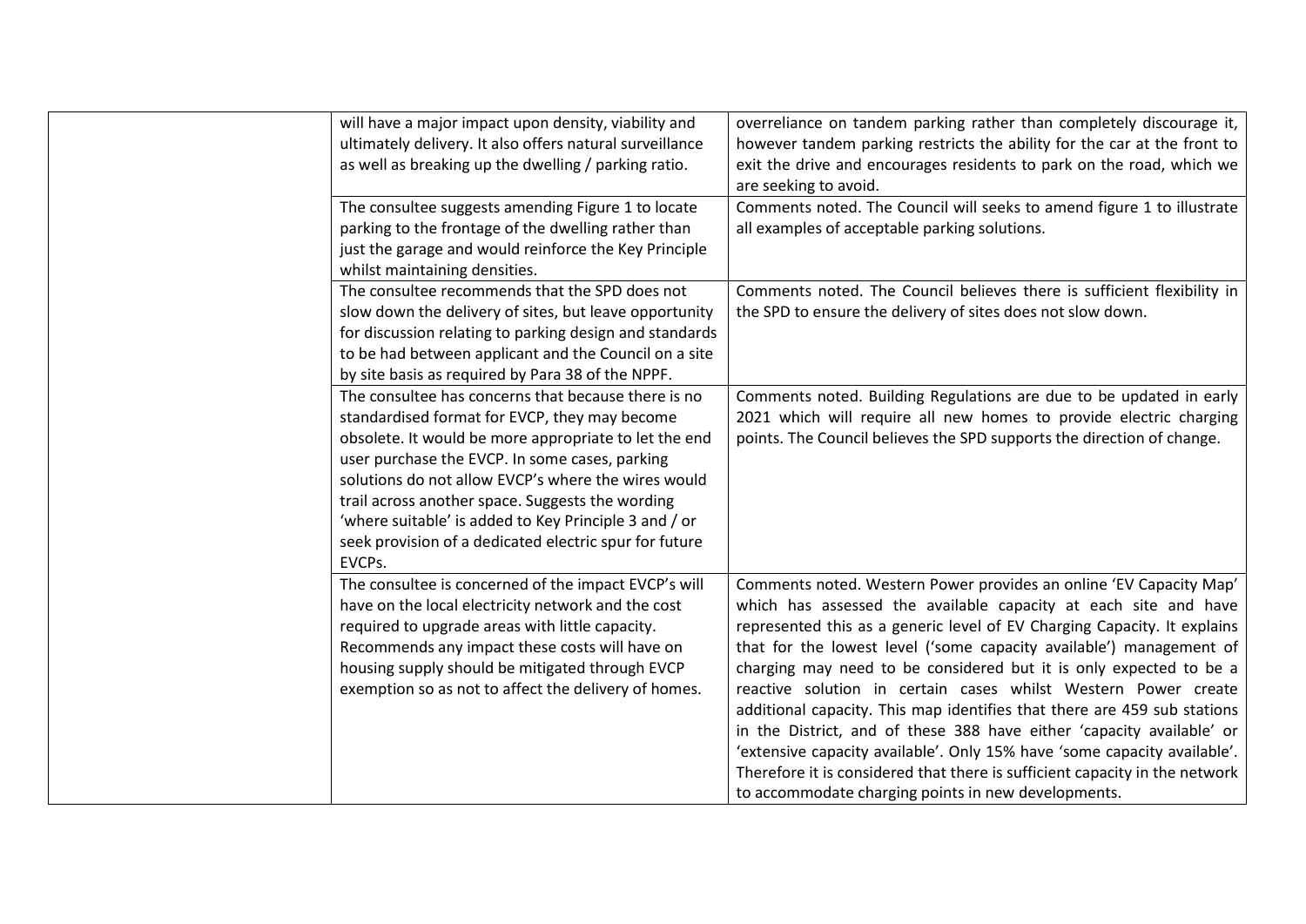| | | |
|---|---|---|
| | will have a major impact upon density, viability and ultimately delivery. It also offers natural surveillance as well as breaking up the dwelling / parking ratio. | overreliance on tandem parking rather than completely discourage it, however tandem parking restricts the ability for the car at the front to exit the drive and encourages residents to park on the road, which we are seeking to avoid. |
| | The consultee suggests amending Figure 1 to locate parking to the frontage of the dwelling rather than just the garage and would reinforce the Key Principle whilst maintaining densities. | Comments noted. The Council will seeks to amend figure 1 to illustrate all examples of acceptable parking solutions. |
| | The consultee recommends that the SPD does not slow down the delivery of sites, but leave opportunity for discussion relating to parking design and standards to be had between applicant and the Council on a site by site basis as required by Para 38 of the NPPF. | Comments noted. The Council believes there is sufficient flexibility in the SPD to ensure the delivery of sites does not slow down. |
| | The consultee has concerns that because there is no standardised format for EVCP, they may become obsolete. It would be more appropriate to let the end user purchase the EVCP. In some cases, parking solutions do not allow EVCP's where the wires would trail across another space. Suggests the wording 'where suitable' is added to Key Principle 3 and / or seek provision of a dedicated electric spur for future EVCPs. | Comments noted. Building Regulations are due to be updated in early 2021 which will require all new homes to provide electric charging points. The Council believes the SPD supports the direction of change. |
| | The consultee is concerned of the impact EVCP's will have on the local electricity network and the cost required to upgrade areas with little capacity. Recommends any impact these costs will have on housing supply should be mitigated through EVCP exemption so as not to affect the delivery of homes. | Comments noted. Western Power provides an online 'EV Capacity Map' which has assessed the available capacity at each site and have represented this as a generic level of EV Charging Capacity. It explains that for the lowest level ('some capacity available') management of charging may need to be considered but it is only expected to be a reactive solution in certain cases whilst Western Power create additional capacity. This map identifies that there are 459 sub stations in the District, and of these 388 have either 'capacity available' or 'extensive capacity available'. Only 15% have 'some capacity available'. Therefore it is considered that there is sufficient capacity in the network to accommodate charging points in new developments. |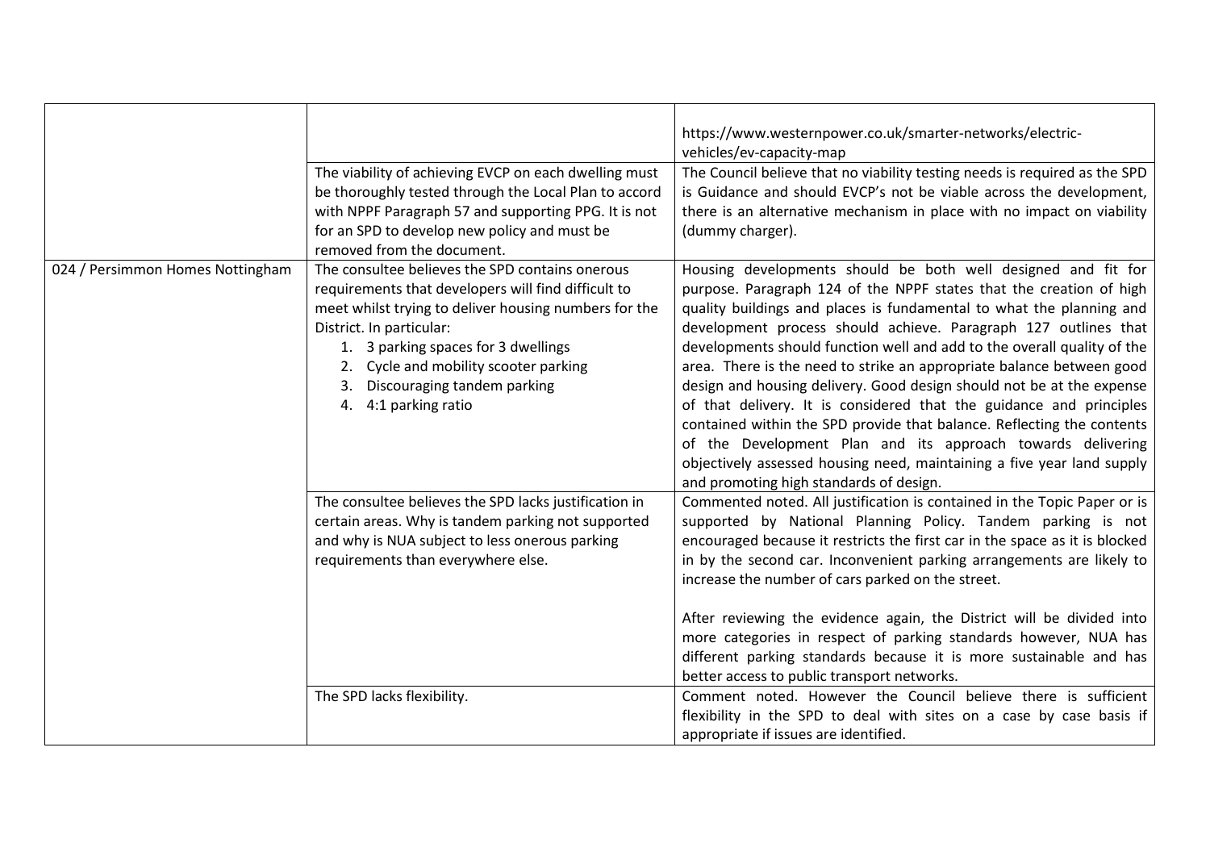| | | |
|---|---|---|
| | | https://www.westernpower.co.uk/smarter-networks/electric-vehicles/ev-capacity-map |
| | The viability of achieving EVCP on each dwelling must be thoroughly tested through the Local Plan to accord with NPPF Paragraph 57 and supporting PPG. It is not for an SPD to develop new policy and must be removed from the document. | The Council believe that no viability testing needs is required as the SPD is Guidance and should EVCP's not be viable across the development, there is an alternative mechanism in place with no impact on viability (dummy charger). |
| 024 / Persimmon Homes Nottingham | The consultee believes the SPD contains onerous requirements that developers will find difficult to meet whilst trying to deliver housing numbers for the District. In particular:<br>1. 3 parking spaces for 3 dwellings<br>2. Cycle and mobility scooter parking<br>3. Discouraging tandem parking<br>4. 4:1 parking ratio | Housing developments should be both well designed and fit for purpose. Paragraph 124 of the NPPF states that the creation of high quality buildings and places is fundamental to what the planning and development process should achieve. Paragraph 127 outlines that developments should function well and add to the overall quality of the area. There is the need to strike an appropriate balance between good design and housing delivery. Good design should not be at the expense of that delivery. It is considered that the guidance and principles contained within the SPD provide that balance. Reflecting the contents of the Development Plan and its approach towards delivering objectively assessed housing need, maintaining a five year land supply and promoting high standards of design. |
| | The consultee believes the SPD lacks justification in certain areas. Why is tandem parking not supported and why is NUA subject to less onerous parking requirements than everywhere else. | Commented noted. All justification is contained in the Topic Paper or is supported by National Planning Policy. Tandem parking is not encouraged because it restricts the first car in the space as it is blocked in by the second car. Inconvenient parking arrangements are likely to increase the number of cars parked on the street.<br><br>After reviewing the evidence again, the District will be divided into more categories in respect of parking standards however, NUA has different parking standards because it is more sustainable and has better access to public transport networks. |
| | The SPD lacks flexibility. | Comment noted. However the Council believe there is sufficient flexibility in the SPD to deal with sites on a case by case basis if appropriate if issues are identified. |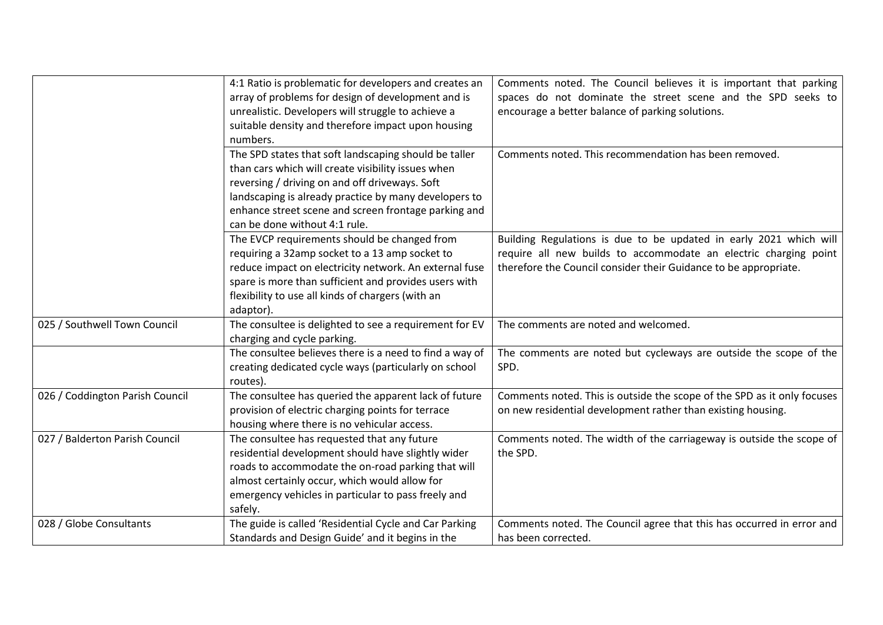| | | |
|---|---|---|
| | 4:1 Ratio is problematic for developers and creates an array of problems for design of development and is unrealistic. Developers will struggle to achieve a suitable density and therefore impact upon housing numbers. | Comments noted. The Council believes it is important that parking spaces do not dominate the street scene and the SPD seeks to encourage a better balance of parking solutions. |
| | The SPD states that soft landscaping should be taller than cars which will create visibility issues when reversing / driving on and off driveways. Soft landscaping is already practice by many developers to enhance street scene and screen frontage parking and can be done without 4:1 rule. | Comments noted. This recommendation has been removed. |
| | The EVCP requirements should be changed from requiring a 32amp socket to a 13 amp socket to reduce impact on electricity network. An external fuse spare is more than sufficient and provides users with flexibility to use all kinds of chargers (with an adaptor). | Building Regulations is due to be updated in early 2021 which will require all new builds to accommodate an electric charging point therefore the Council consider their Guidance to be appropriate. |
| 025 / Southwell Town Council | The consultee is delighted to see a requirement for EV charging and cycle parking. | The comments are noted and welcomed. |
| | The consultee believes there is a need to find a way of creating dedicated cycle ways (particularly on school routes). | The comments are noted but cycleways are outside the scope of the SPD. |
| 026 / Coddington Parish Council | The consultee has queried the apparent lack of future provision of electric charging points for terrace housing where there is no vehicular access. | Comments noted. This is outside the scope of the SPD as it only focuses on new residential development rather than existing housing. |
| 027 / Balderton Parish Council | The consultee has requested that any future residential development should have slightly wider roads to accommodate the on-road parking that will almost certainly occur, which would allow for emergency vehicles in particular to pass freely and safely. | Comments noted. The width of the carriageway is outside the scope of the SPD. |
| 028 / Globe Consultants | The guide is called 'Residential Cycle and Car Parking Standards and Design Guide' and it begins in the | Comments noted. The Council agree that this has occurred in error and has been corrected. |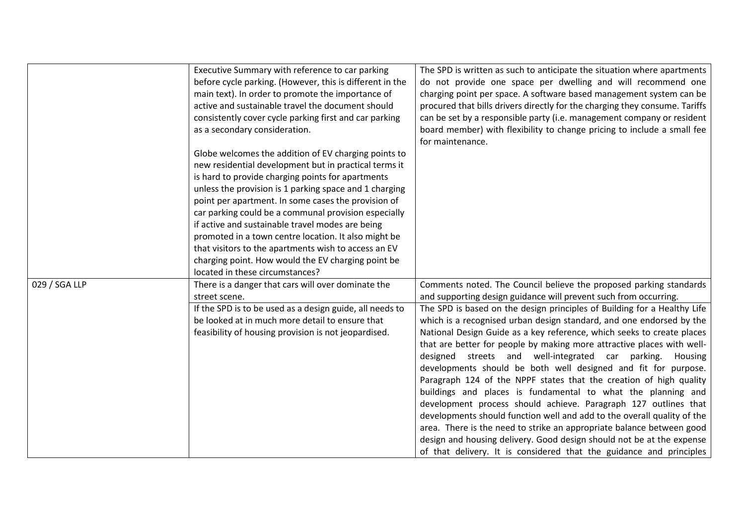| | | |
|---|---|---|
| | Executive Summary with reference to car parking before cycle parking. (However, this is different in the main text). In order to promote the importance of active and sustainable travel the document should consistently cover cycle parking first and car parking as a secondary consideration.<br><br>Globe welcomes the addition of EV charging points to new residential development but in practical terms it is hard to provide charging points for apartments unless the provision is 1 parking space and 1 charging point per apartment. In some cases the provision of car parking could be a communal provision especially if active and sustainable travel modes are being promoted in a town centre location. It also might be that visitors to the apartments wish to access an EV charging point. How would the EV charging point be located in these circumstances? | The SPD is written as such to anticipate the situation where apartments do not provide one space per dwelling and will recommend one charging point per space. A software based management system can be procured that bills drivers directly for the charging they consume. Tariffs can be set by a responsible party (i.e. management company or resident board member) with flexibility to change pricing to include a small fee for maintenance. |
| 029 / SGA LLP | There is a danger that cars will over dominate the street scene. | Comments noted. The Council believe the proposed parking standards and supporting design guidance will prevent such from occurring. |
| | If the SPD is to be used as a design guide, all needs to be looked at in much more detail to ensure that feasibility of housing provision is not jeopardised. | The SPD is based on the design principles of Building for a Healthy Life which is a recognised urban design standard, and one endorsed by the National Design Guide as a key reference, which seeks to create places that are better for people by making more attractive places with well-designed streets and well-integrated car parking. Housing developments should be both well designed and fit for purpose. Paragraph 124 of the NPPF states that the creation of high quality buildings and places is fundamental to what the planning and development process should achieve. Paragraph 127 outlines that developments should function well and add to the overall quality of the area. There is the need to strike an appropriate balance between good design and housing delivery. Good design should not be at the expense of that delivery. It is considered that the guidance and principles |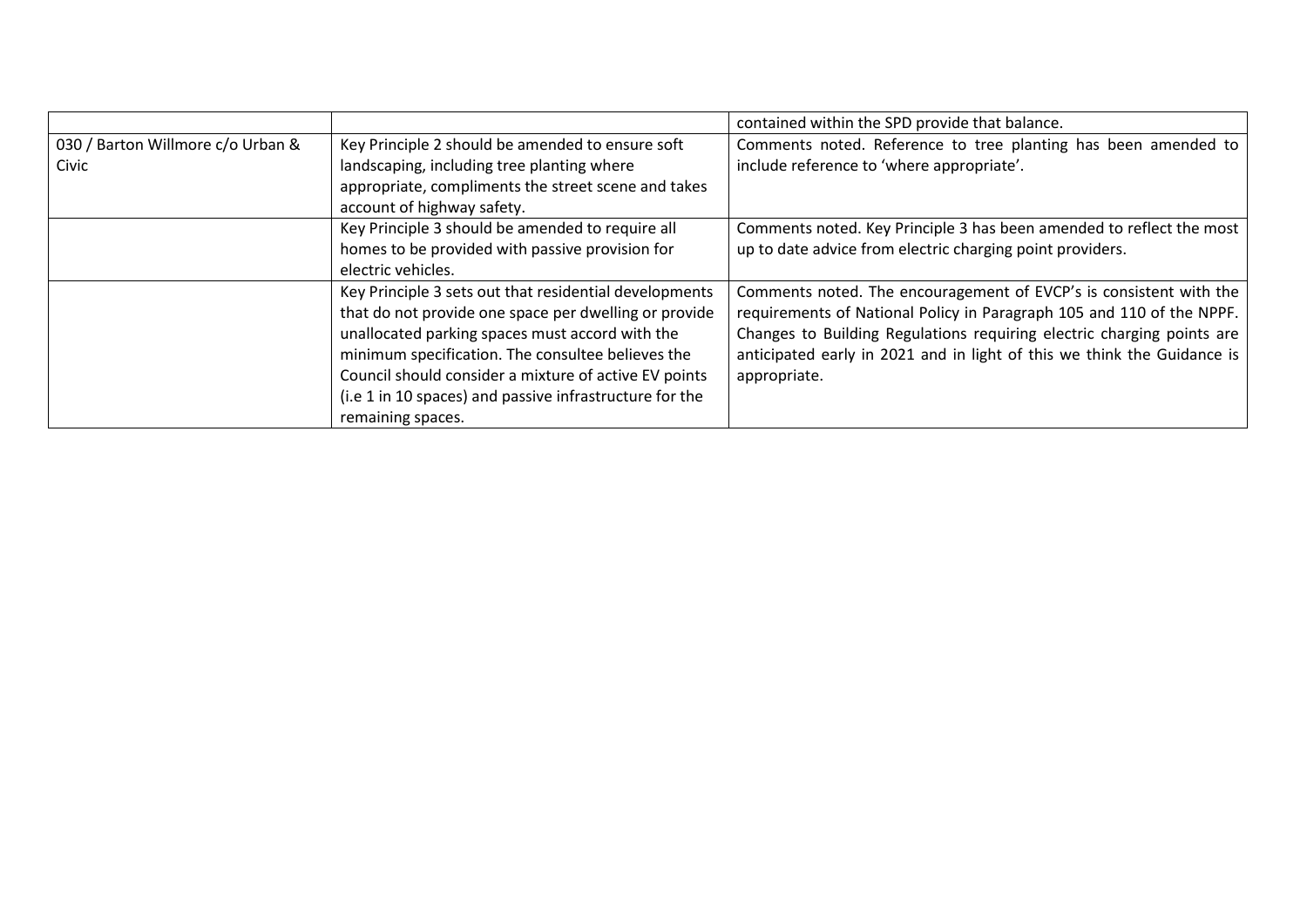| | | |
|---|---|---|
| | | contained within the SPD provide that balance. |
| 030 / Barton Willmore c/o Urban & Civic | Key Principle 2 should be amended to ensure soft landscaping, including tree planting where appropriate, compliments the street scene and takes account of highway safety. | Comments noted. Reference to tree planting has been amended to include reference to 'where appropriate'. |
| | Key Principle 3 should be amended to require all homes to be provided with passive provision for electric vehicles. | Comments noted. Key Principle 3 has been amended to reflect the most up to date advice from electric charging point providers. |
| | Key Principle 3 sets out that residential developments that do not provide one space per dwelling or provide unallocated parking spaces must accord with the minimum specification. The consultee believes the Council should consider a mixture of active EV points (i.e 1 in 10 spaces) and passive infrastructure for the remaining spaces. | Comments noted. The encouragement of EVCP's is consistent with the requirements of National Policy in Paragraph 105 and 110 of the NPPF. Changes to Building Regulations requiring electric charging points are anticipated early in 2021 and in light of this we think the Guidance is appropriate. |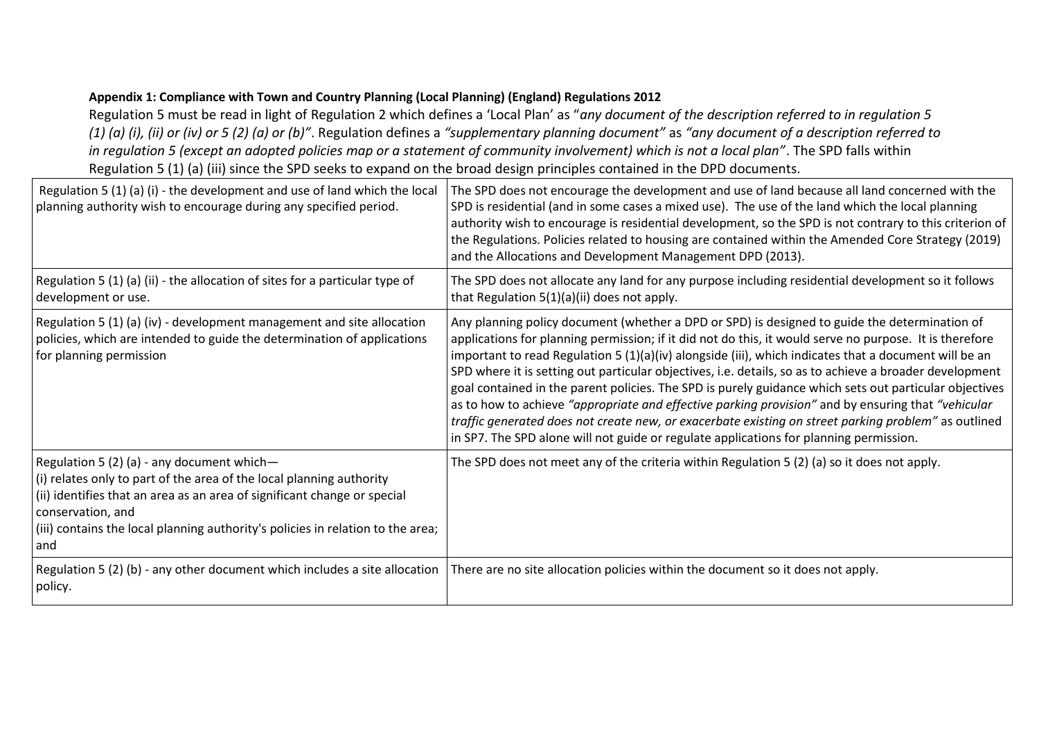**Appendix 1: Compliance with Town and Country Planning (Local Planning) (England) Regulations 2012**

Regulation 5 must be read in light of Regulation 2 which defines a 'Local Plan' as "*any document of the description referred to in regulation 5 (1) (a) (i), (ii) or (iv) or 5 (2) (a) or (b)"*. Regulation defines a *"supplementary planning document"* as *"any document of a description referred to in regulation 5 (except an adopted policies map or a statement of community involvement) which is not a local plan"*. The SPD falls within Regulation 5 (1) (a) (iii) since the SPD seeks to expand on the broad design principles contained in the DPD documents.

| | |
|---|---|
| Regulation 5 (1) (a) (i) - the development and use of land which the local planning authority wish to encourage during any specified period. | The SPD does not encourage the development and use of land because all land concerned with the SPD is residential (and in some cases a mixed use). The use of the land which the local planning authority wish to encourage is residential development, so the SPD is not contrary to this criterion of the Regulations. Policies related to housing are contained within the Amended Core Strategy (2019) and the Allocations and Development Management DPD (2013). |
| Regulation 5 (1) (a) (ii) - the allocation of sites for a particular type of development or use. | The SPD does not allocate any land for any purpose including residential development so it follows that Regulation 5(1)(a)(ii) does not apply. |
| Regulation 5 (1) (a) (iv) - development management and site allocation policies, which are intended to guide the determination of applications for planning permission | Any planning policy document (whether a DPD or SPD) is designed to guide the determination of applications for planning permission; if it did not do this, it would serve no purpose. It is therefore important to read Regulation 5 (1)(a)(iv) alongside (iii), which indicates that a document will be an SPD where it is setting out particular objectives, i.e. details, so as to achieve a broader development goal contained in the parent policies. The SPD is purely guidance which sets out particular objectives as to how to achieve *"appropriate and effective parking provision"* and by ensuring that *"vehicular traffic generated does not create new, or exacerbate existing on street parking problem"* as outlined in SP7. The SPD alone will not guide or regulate applications for planning permission. |
| Regulation 5 (2) (a) - any document which—<br>(i) relates only to part of the area of the local planning authority<br>(ii) identifies that an area as an area of significant change or special conservation, and<br>(iii) contains the local planning authority's policies in relation to the area; and | The SPD does not meet any of the criteria within Regulation 5 (2) (a) so it does not apply. |
| Regulation 5 (2) (b) - any other document which includes a site allocation policy. | There are no site allocation policies within the document so it does not apply. |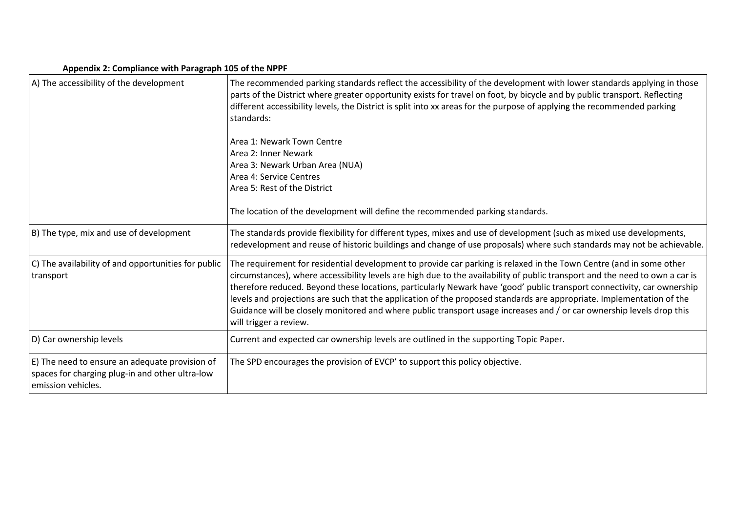**Appendix 2: Compliance with Paragraph 105 of the NPPF**

| | |
|---|---|
| A) The accessibility of the development | The recommended parking standards reflect the accessibility of the development with lower standards applying in those parts of the District where greater opportunity exists for travel on foot, by bicycle and by public transport. Reflecting different accessibility levels, the District is split into xx areas for the purpose of applying the recommended parking standards:<br><br>Area 1: Newark Town Centre<br>Area 2: Inner Newark<br>Area 3: Newark Urban Area (NUA)<br>Area 4: Service Centres<br>Area 5: Rest of the District<br><br>The location of the development will define the recommended parking standards. |
| B) The type, mix and use of development | The standards provide flexibility for different types, mixes and use of development (such as mixed use developments, redevelopment and reuse of historic buildings and change of use proposals) where such standards may not be achievable. |
| C) The availability of and opportunities for public transport | The requirement for residential development to provide car parking is relaxed in the Town Centre (and in some other circumstances), where accessibility levels are high due to the availability of public transport and the need to own a car is therefore reduced. Beyond these locations, particularly Newark have 'good' public transport connectivity, car ownership levels and projections are such that the application of the proposed standards are appropriate. Implementation of the Guidance will be closely monitored and where public transport usage increases and / or car ownership levels drop this will trigger a review. |
| D) Car ownership levels | Current and expected car ownership levels are outlined in the supporting Topic Paper. |
| E) The need to ensure an adequate provision of spaces for charging plug-in and other ultra-low emission vehicles. | The SPD encourages the provision of EVCP' to support this policy objective. |